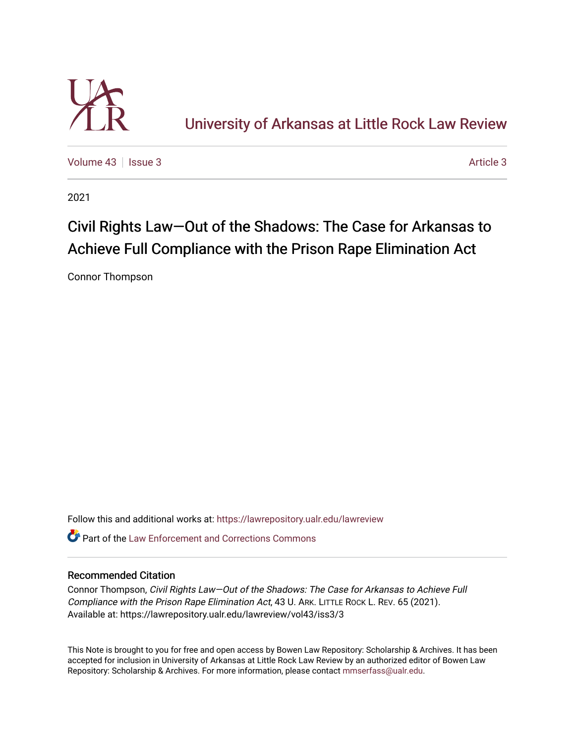University of Arkansas at Little Rock Law Review

Volume 43 | Issue 3 Article 3

2021

# Civil Rights Law—Out of the Shadows: The Case for Arkansas to Achieve Full Compliance with the Prison Rape Elimination Act

Connor Thompson

Follow this and additional works at: https://lawrepository.ualr.edu/lawreview

Part of the Law Enforcement and Corrections Commons

## Recommended Citation

Connor Thompson, *Civil Rights Law—Out of the Shadows: The Case for Arkansas to Achieve Full Compliance with the Prison Rape Elimination Act*, 43 U. Ark. Little Rock L. Rev. 65 (2021).
Available at: https://lawrepository.ualr.edu/lawreview/vol43/iss3/3

This Note is brought to you for free and open access by Bowen Law Repository: Scholarship & Archives. It has been accepted for inclusion in University of Arkansas at Little Rock Law Review by an authorized editor of Bowen Law Repository: Scholarship & Archives. For more information, please contact mmserfass@ualr.edu.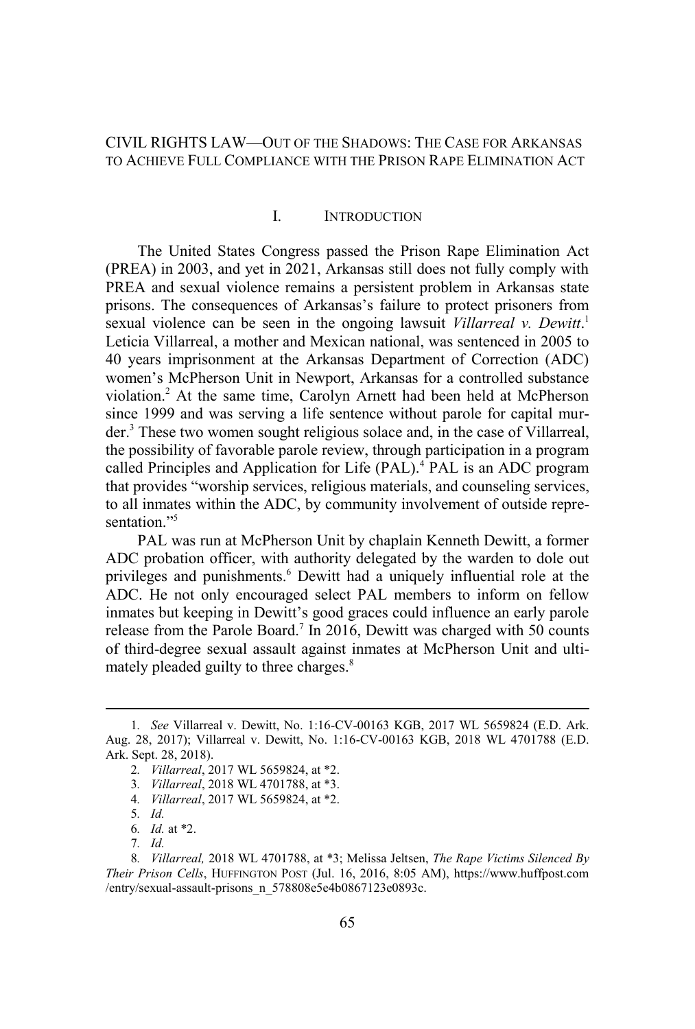CIVIL RIGHTS LAW—OUT OF THE SHADOWS: THE CASE FOR ARKANSAS TO ACHIEVE FULL COMPLIANCE WITH THE PRISON RAPE ELIMINATION ACT

## I. INTRODUCTION

The United States Congress passed the Prison Rape Elimination Act (PREA) in 2003, and yet in 2021, Arkansas still does not fully comply with PREA and sexual violence remains a persistent problem in Arkansas state prisons. The consequences of Arkansas's failure to protect prisoners from sexual violence can be seen in the ongoing lawsuit *Villarreal v. Dewitt*.[1] Leticia Villarreal, a mother and Mexican national, was sentenced in 2005 to 40 years imprisonment at the Arkansas Department of Correction (ADC) women's McPherson Unit in Newport, Arkansas for a controlled substance violation.[2] At the same time, Carolyn Arnett had been held at McPherson since 1999 and was serving a life sentence without parole for capital murder.[3] These two women sought religious solace and, in the case of Villarreal, the possibility of favorable parole review, through participation in a program called Principles and Application for Life (PAL).[4] PAL is an ADC program that provides "worship services, religious materials, and counseling services, to all inmates within the ADC, by community involvement of outside representation."[5]

PAL was run at McPherson Unit by chaplain Kenneth Dewitt, a former ADC probation officer, with authority delegated by the warden to dole out privileges and punishments.[6] Dewitt had a uniquely influential role at the ADC. He not only encouraged select PAL members to inform on fellow inmates but keeping in Dewitt's good graces could influence an early parole release from the Parole Board.[7] In 2016, Dewitt was charged with 50 counts of third-degree sexual assault against inmates at McPherson Unit and ultimately pleaded guilty to three charges.[8]

---

1. *See* Villarreal v. Dewitt, No. 1:16-CV-00163 KGB, 2017 WL 5659824 (E.D. Ark. Aug. 28, 2017); Villarreal v. Dewitt, No. 1:16-CV-00163 KGB, 2018 WL 4701788 (E.D. Ark. Sept. 28, 2018).
2. *Villarreal*, 2017 WL 5659824, at *2.
3. *Villarreal*, 2018 WL 4701788, at *3.
4. *Villarreal*, 2017 WL 5659824, at *2.
5. *Id.*
6. *Id.* at *2.
7. *Id.*
8. *Villarreal,* 2018 WL 4701788, at *3; Melissa Jeltsen, *The Rape Victims Silenced By Their Prison Cells*, HUFFINGTON POST (Jul. 16, 2016, 8:05 AM), https://www.huffpost.com/entry/sexual-assault-prisons_n_578808e5e4b0867123e0893c.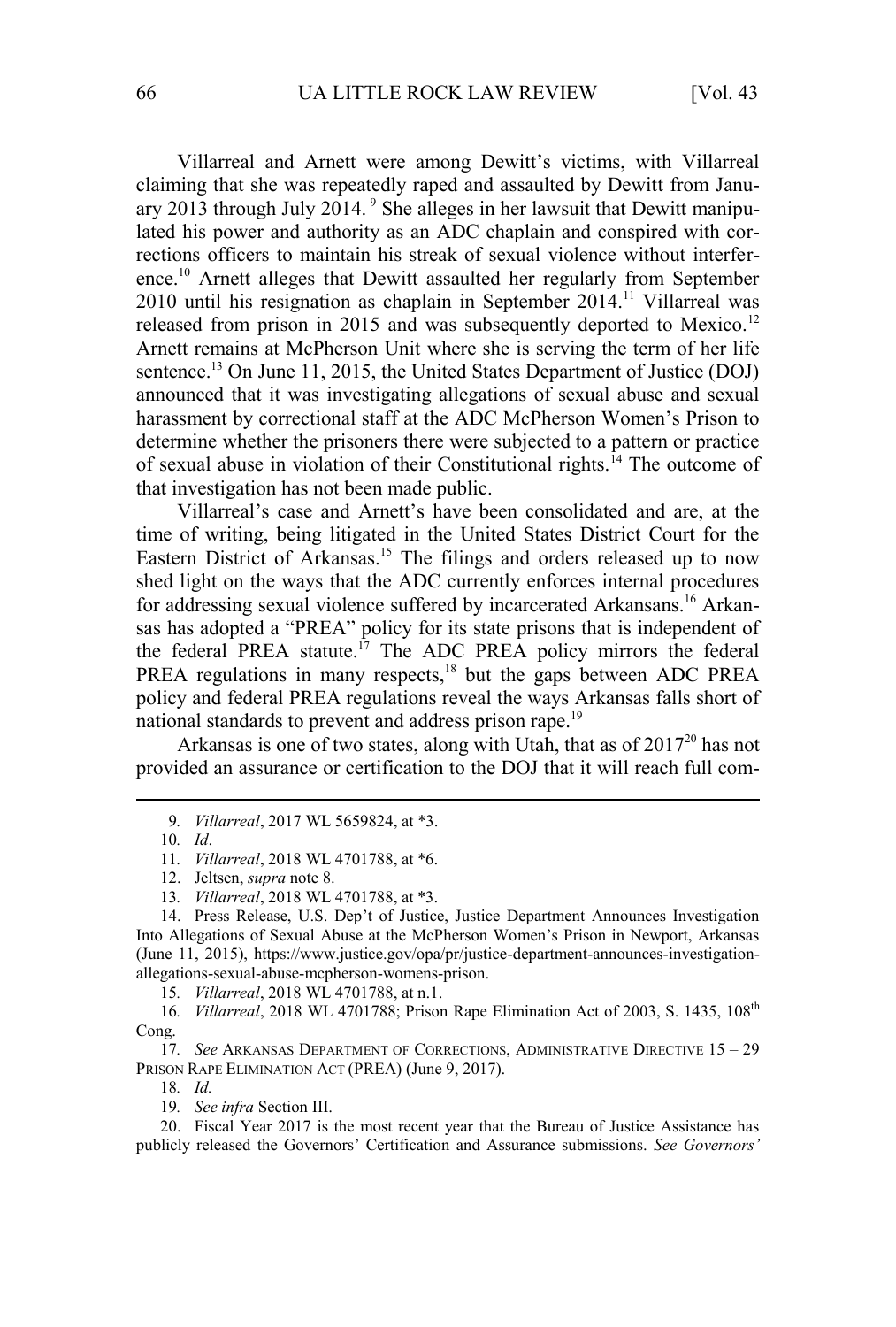Villarreal and Arnett were among Dewitt's victims, with Villarreal claiming that she was repeatedly raped and assaulted by Dewitt from January 2013 through July 2014.[9] She alleges in her lawsuit that Dewitt manipulated his power and authority as an ADC chaplain and conspired with corrections officers to maintain his streak of sexual violence without interference.[10] Arnett alleges that Dewitt assaulted her regularly from September 2010 until his resignation as chaplain in September 2014.[11] Villarreal was released from prison in 2015 and was subsequently deported to Mexico.[12] Arnett remains at McPherson Unit where she is serving the term of her life sentence.[13] On June 11, 2015, the United States Department of Justice (DOJ) announced that it was investigating allegations of sexual abuse and sexual harassment by correctional staff at the ADC McPherson Women's Prison to determine whether the prisoners there were subjected to a pattern or practice of sexual abuse in violation of their Constitutional rights.[14] The outcome of that investigation has not been made public.

Villarreal's case and Arnett's have been consolidated and are, at the time of writing, being litigated in the United States District Court for the Eastern District of Arkansas.[15] The filings and orders released up to now shed light on the ways that the ADC currently enforces internal procedures for addressing sexual violence suffered by incarcerated Arkansans.[16] Arkansas has adopted a "PREA" policy for its state prisons that is independent of the federal PREA statute.[17] The ADC PREA policy mirrors the federal PREA regulations in many respects,[18] but the gaps between ADC PREA policy and federal PREA regulations reveal the ways Arkansas falls short of national standards to prevent and address prison rape.[19]

Arkansas is one of two states, along with Utah, that as of 2017[20] has not provided an assurance or certification to the DOJ that it will reach full com-

---

9. *Villarreal*, 2017 WL 5659824, at \*3.

10. *Id*.

11. *Villarreal*, 2018 WL 4701788, at \*6.

12. Jeltsen, *supra* note 8.

13. *Villarreal*, 2018 WL 4701788, at \*3.

14. Press Release, U.S. Dep't of Justice, Justice Department Announces Investigation Into Allegations of Sexual Abuse at the McPherson Women's Prison in Newport, Arkansas (June 11, 2015), https://www.justice.gov/opa/pr/justice-department-announces-investigation-allegations-sexual-abuse-mcpherson-womens-prison.

15. *Villarreal*, 2018 WL 4701788, at n.1.

16. *Villarreal*, 2018 WL 4701788; Prison Rape Elimination Act of 2003, S. 1435, 108th Cong.

17. *See* ARKANSAS DEPARTMENT OF CORRECTIONS, ADMINISTRATIVE DIRECTIVE 15 – 29 PRISON RAPE ELIMINATION ACT (PREA) (June 9, 2017).

18. *Id.*

19. *See infra* Section III.

20. Fiscal Year 2017 is the most recent year that the Bureau of Justice Assistance has publicly released the Governors' Certification and Assurance submissions. *See Governors'*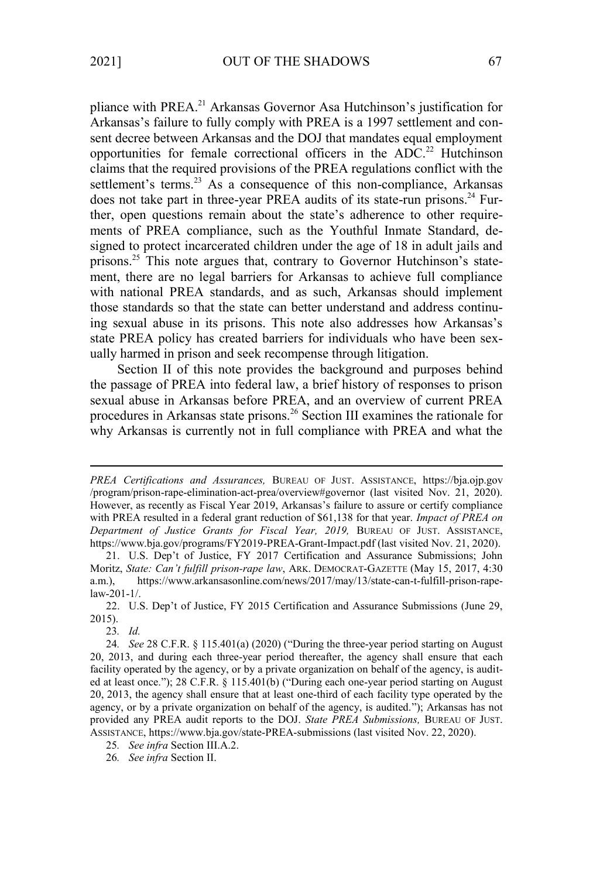pliance with PREA.[21] Arkansas Governor Asa Hutchinson's justification for Arkansas's failure to fully comply with PREA is a 1997 settlement and consent decree between Arkansas and the DOJ that mandates equal employment opportunities for female correctional officers in the ADC.[22] Hutchinson claims that the required provisions of the PREA regulations conflict with the settlement's terms.[23] As a consequence of this non-compliance, Arkansas does not take part in three-year PREA audits of its state-run prisons.[24] Further, open questions remain about the state's adherence to other requirements of PREA compliance, such as the Youthful Inmate Standard, designed to protect incarcerated children under the age of 18 in adult jails and prisons.[25] This note argues that, contrary to Governor Hutchinson's statement, there are no legal barriers for Arkansas to achieve full compliance with national PREA standards, and as such, Arkansas should implement those standards so that the state can better understand and address continuing sexual abuse in its prisons. This note also addresses how Arkansas's state PREA policy has created barriers for individuals who have been sexually harmed in prison and seek recompense through litigation.

Section II of this note provides the background and purposes behind the passage of PREA into federal law, a brief history of responses to prison sexual abuse in Arkansas before PREA, and an overview of current PREA procedures in Arkansas state prisons.[26] Section III examines the rationale for why Arkansas is currently not in full compliance with PREA and what the

---

*PREA Certifications and Assurances,* BUREAU OF JUST. ASSISTANCE, https://bja.ojp.gov/program/prison-rape-elimination-act-prea/overview#governor (last visited Nov. 21, 2020). However, as recently as Fiscal Year 2019, Arkansas's failure to assure or certify compliance with PREA resulted in a federal grant reduction of $61,138 for that year. *Impact of PREA on Department of Justice Grants for Fiscal Year, 2019,* BUREAU OF JUST. ASSISTANCE, https://www.bja.gov/programs/FY2019-PREA-Grant-Impact.pdf (last visited Nov. 21, 2020).

21. U.S. Dep't of Justice, FY 2017 Certification and Assurance Submissions; John Moritz, *State: Can't fulfill prison-rape law*, ARK. DEMOCRAT-GAZETTE (May 15, 2017, 4:30 a.m.), https://www.arkansasonline.com/news/2017/may/13/state-can-t-fulfill-prison-rape-law-201-1/.

22. U.S. Dep't of Justice, FY 2015 Certification and Assurance Submissions (June 29, 2015).

23. *Id.*

24. *See* 28 C.F.R. § 115.401(a) (2020) ("During the three-year period starting on August 20, 2013, and during each three-year period thereafter, the agency shall ensure that each facility operated by the agency, or by a private organization on behalf of the agency, is audited at least once."); 28 C.F.R. § 115.401(b) ("During each one-year period starting on August 20, 2013, the agency shall ensure that at least one-third of each facility type operated by the agency, or by a private organization on behalf of the agency, is audited."); Arkansas has not provided any PREA audit reports to the DOJ. *State PREA Submissions,* BUREAU OF JUST. ASSISTANCE, https://www.bja.gov/state-PREA-submissions (last visited Nov. 22, 2020).

25. *See infra* Section III.A.2.

26. *See infra* Section II.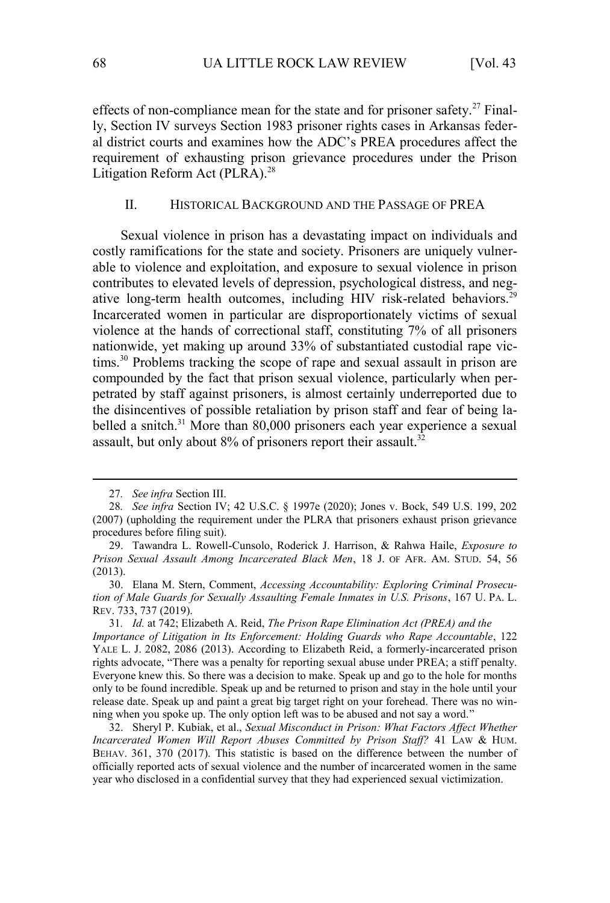effects of non-compliance mean for the state and for prisoner safety.[27] Finally, Section IV surveys Section 1983 prisoner rights cases in Arkansas federal district courts and examines how the ADC's PREA procedures affect the requirement of exhausting prison grievance procedures under the Prison Litigation Reform Act (PLRA).[28]

## II. HISTORICAL BACKGROUND AND THE PASSAGE OF PREA

Sexual violence in prison has a devastating impact on individuals and costly ramifications for the state and society. Prisoners are uniquely vulnerable to violence and exploitation, and exposure to sexual violence in prison contributes to elevated levels of depression, psychological distress, and negative long-term health outcomes, including HIV risk-related behaviors.[29] Incarcerated women in particular are disproportionately victims of sexual violence at the hands of correctional staff, constituting 7% of all prisoners nationwide, yet making up around 33% of substantiated custodial rape victims.[30] Problems tracking the scope of rape and sexual assault in prison are compounded by the fact that prison sexual violence, particularly when perpetrated by staff against prisoners, is almost certainly underreported due to the disincentives of possible retaliation by prison staff and fear of being labelled a snitch.[31] More than 80,000 prisoners each year experience a sexual assault, but only about 8% of prisoners report their assault.[32]

---

27. *See infra* Section III.

28. *See infra* Section IV; 42 U.S.C. § 1997e (2020); Jones v. Bock, 549 U.S. 199, 202 (2007) (upholding the requirement under the PLRA that prisoners exhaust prison grievance procedures before filing suit).

29. Tawandra L. Rowell-Cunsolo, Roderick J. Harrison, & Rahwa Haile, *Exposure to Prison Sexual Assault Among Incarcerated Black Men*, 18 J. OF AFR. AM. STUD. 54, 56 (2013).

30. Elana M. Stern, Comment, *Accessing Accountability: Exploring Criminal Prosecution of Male Guards for Sexually Assaulting Female Inmates in U.S. Prisons*, 167 U. PA. L. REV. 733, 737 (2019).

31. *Id.* at 742; Elizabeth A. Reid, *The Prison Rape Elimination Act (PREA) and the Importance of Litigation in Its Enforcement: Holding Guards who Rape Accountable*, 122 YALE L. J. 2082, 2086 (2013). According to Elizabeth Reid, a formerly-incarcerated prison rights advocate, "There was a penalty for reporting sexual abuse under PREA; a stiff penalty. Everyone knew this. So there was a decision to make. Speak up and go to the hole for months only to be found incredible. Speak up and be returned to prison and stay in the hole until your release date. Speak up and paint a great big target right on your forehead. There was no winning when you spoke up. The only option left was to be abused and not say a word."

32. Sheryl P. Kubiak, et al., *Sexual Misconduct in Prison: What Factors Affect Whether Incarcerated Women Will Report Abuses Committed by Prison Staff?* 41 LAW & HUM. BEHAV. 361, 370 (2017). This statistic is based on the difference between the number of officially reported acts of sexual violence and the number of incarcerated women in the same year who disclosed in a confidential survey that they had experienced sexual victimization.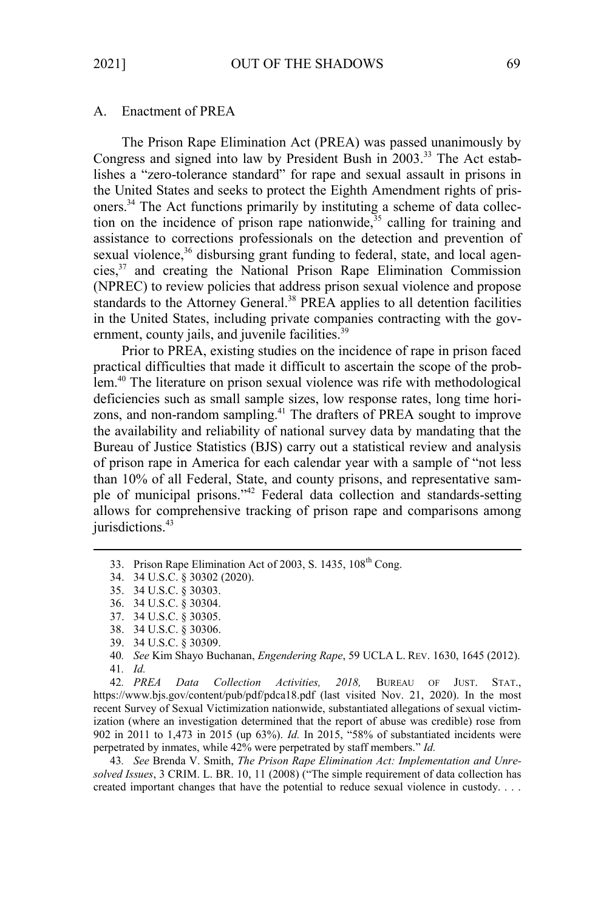## A. Enactment of PREA

The Prison Rape Elimination Act (PREA) was passed unanimously by Congress and signed into law by President Bush in 2003.[33] The Act establishes a "zero-tolerance standard" for rape and sexual assault in prisons in the United States and seeks to protect the Eighth Amendment rights of prisoners.[34] The Act functions primarily by instituting a scheme of data collection on the incidence of prison rape nationwide,[35] calling for training and assistance to corrections professionals on the detection and prevention of sexual violence,[36] disbursing grant funding to federal, state, and local agencies,[37] and creating the National Prison Rape Elimination Commission (NPREC) to review policies that address prison sexual violence and propose standards to the Attorney General.[38] PREA applies to all detention facilities in the United States, including private companies contracting with the government, county jails, and juvenile facilities.[39]

Prior to PREA, existing studies on the incidence of rape in prison faced practical difficulties that made it difficult to ascertain the scope of the problem.[40] The literature on prison sexual violence was rife with methodological deficiencies such as small sample sizes, low response rates, long time horizons, and non-random sampling.[41] The drafters of PREA sought to improve the availability and reliability of national survey data by mandating that the Bureau of Justice Statistics (BJS) carry out a statistical review and analysis of prison rape in America for each calendar year with a sample of "not less than 10% of all Federal, State, and county prisons, and representative sample of municipal prisons."[42] Federal data collection and standards-setting allows for comprehensive tracking of prison rape and comparisons among jurisdictions.[43]

---

33. Prison Rape Elimination Act of 2003, S. 1435, 108th Cong.

34. 34 U.S.C. § 30302 (2020).

35. 34 U.S.C. § 30303.

36. 34 U.S.C. § 30304.

37. 34 U.S.C. § 30305.

38. 34 U.S.C. § 30306.

39. 34 U.S.C. § 30309.

40. *See* Kim Shayo Buchanan, *Engendering Rape*, 59 UCLA L. REV. 1630, 1645 (2012).

41. *Id.*

42. *PREA Data Collection Activities, 2018,* BUREAU OF JUST. STAT., https://www.bjs.gov/content/pub/pdf/pdca18.pdf (last visited Nov. 21, 2020). In the most recent Survey of Sexual Victimization nationwide, substantiated allegations of sexual victimization (where an investigation determined that the report of abuse was credible) rose from 902 in 2011 to 1,473 in 2015 (up 63%). *Id.* In 2015, "58% of substantiated incidents were perpetrated by inmates, while 42% were perpetrated by staff members." *Id.*

43. *See* Brenda V. Smith, *The Prison Rape Elimination Act: Implementation and Unresolved Issues*, 3 CRIM. L. BR. 10, 11 (2008) ("The simple requirement of data collection has created important changes that have the potential to reduce sexual violence in custody. . . .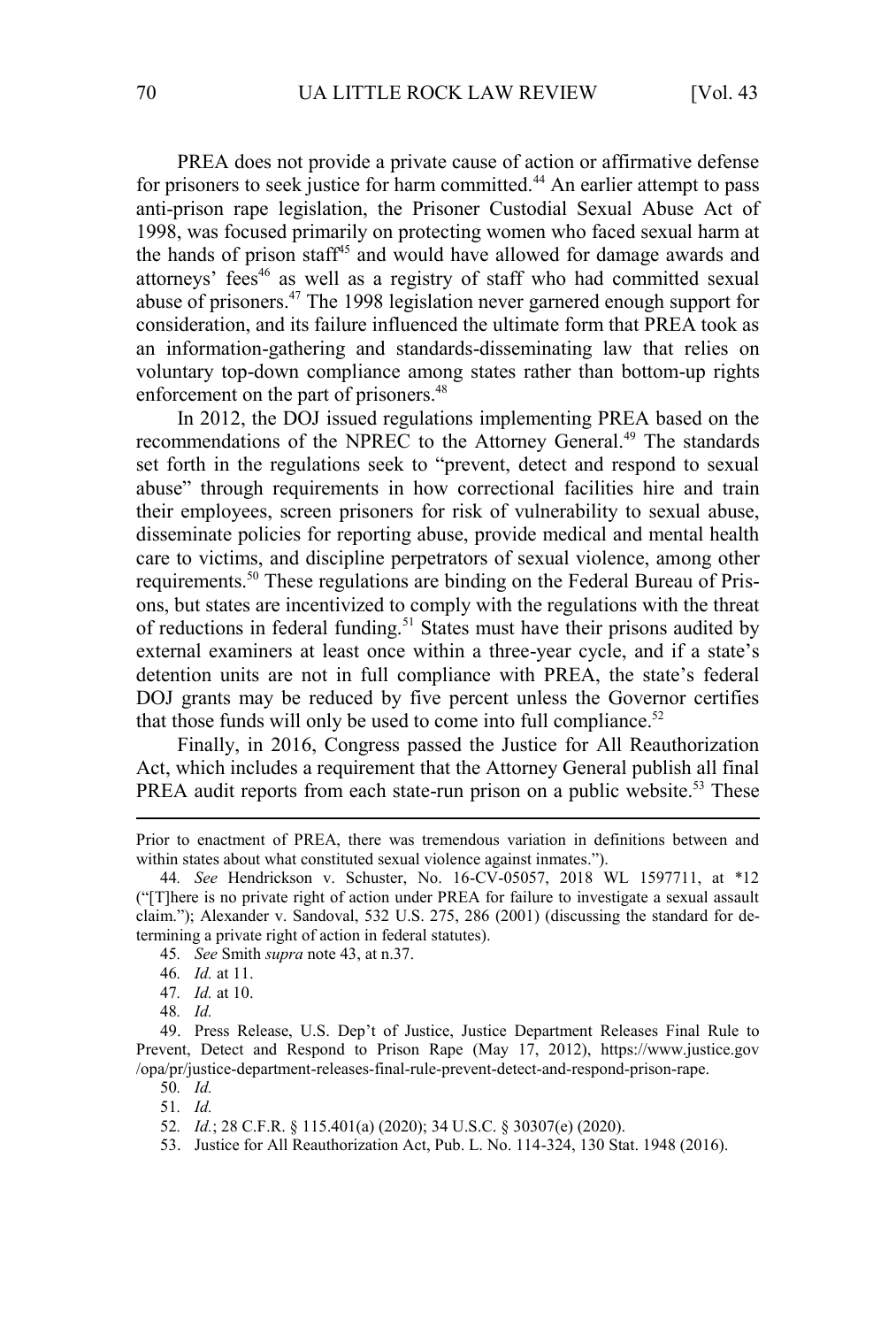PREA does not provide a private cause of action or affirmative defense for prisoners to seek justice for harm committed.[44] An earlier attempt to pass anti-prison rape legislation, the Prisoner Custodial Sexual Abuse Act of 1998, was focused primarily on protecting women who faced sexual harm at the hands of prison staff[45] and would have allowed for damage awards and attorneys' fees[46] as well as a registry of staff who had committed sexual abuse of prisoners.[47] The 1998 legislation never garnered enough support for consideration, and its failure influenced the ultimate form that PREA took as an information-gathering and standards-disseminating law that relies on voluntary top-down compliance among states rather than bottom-up rights enforcement on the part of prisoners.[48]

In 2012, the DOJ issued regulations implementing PREA based on the recommendations of the NPREC to the Attorney General.[49] The standards set forth in the regulations seek to "prevent, detect and respond to sexual abuse" through requirements in how correctional facilities hire and train their employees, screen prisoners for risk of vulnerability to sexual abuse, disseminate policies for reporting abuse, provide medical and mental health care to victims, and discipline perpetrators of sexual violence, among other requirements.[50] These regulations are binding on the Federal Bureau of Prisons, but states are incentivized to comply with the regulations with the threat of reductions in federal funding.[51] States must have their prisons audited by external examiners at least once within a three-year cycle, and if a state's detention units are not in full compliance with PREA, the state's federal DOJ grants may be reduced by five percent unless the Governor certifies that those funds will only be used to come into full compliance.[52]

Finally, in 2016, Congress passed the Justice for All Reauthorization Act, which includes a requirement that the Attorney General publish all final PREA audit reports from each state-run prison on a public website.[53] These

---

Prior to enactment of PREA, there was tremendous variation in definitions between and within states about what constituted sexual violence against inmates.").

44. *See* Hendrickson v. Schuster, No. 16-CV-05057, 2018 WL 1597711, at *12 ("[T]here is no private right of action under PREA for failure to investigate a sexual assault claim."); Alexander v. Sandoval, 532 U.S. 275, 286 (2001) (discussing the standard for determining a private right of action in federal statutes).

45. *See* Smith *supra* note 43, at n.37.

46. *Id.* at 11.

47. *Id.* at 10.

48. *Id.*

49. Press Release, U.S. Dep't of Justice, Justice Department Releases Final Rule to Prevent, Detect and Respond to Prison Rape (May 17, 2012), https://www.justice.gov/opa/pr/justice-department-releases-final-rule-prevent-detect-and-respond-prison-rape.

50. *Id.*

51. *Id.*

52. *Id.*; 28 C.F.R. § 115.401(a) (2020); 34 U.S.C. § 30307(e) (2020).

53. Justice for All Reauthorization Act, Pub. L. No. 114-324, 130 Stat. 1948 (2016).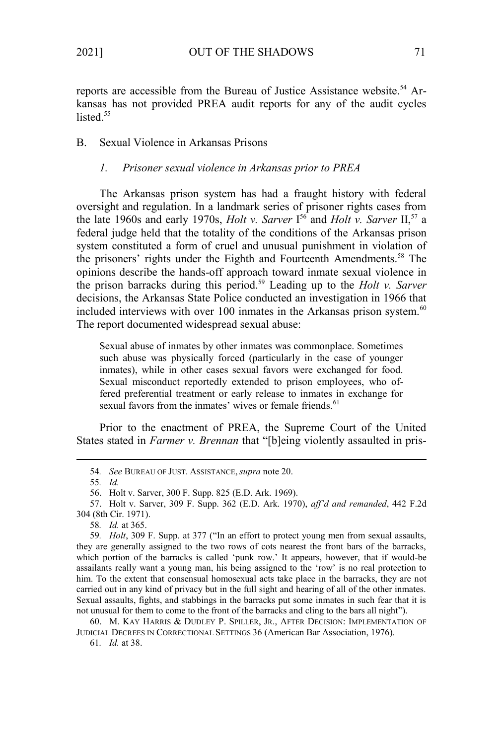reports are accessible from the Bureau of Justice Assistance website.[54] Arkansas has not provided PREA audit reports for any of the audit cycles listed.[55]

## B. Sexual Violence in Arkansas Prisons

### *1. Prisoner sexual violence in Arkansas prior to PREA*

The Arkansas prison system has had a fraught history with federal oversight and regulation. In a landmark series of prisoner rights cases from the late 1960s and early 1970s, *Holt v. Sarver* I[56] and *Holt v. Sarver* II,[57] a federal judge held that the totality of the conditions of the Arkansas prison system constituted a form of cruel and unusual punishment in violation of the prisoners' rights under the Eighth and Fourteenth Amendments.[58] The opinions describe the hands-off approach toward inmate sexual violence in the prison barracks during this period.[59] Leading up to the *Holt v. Sarver* decisions, the Arkansas State Police conducted an investigation in 1966 that included interviews with over 100 inmates in the Arkansas prison system.[60] The report documented widespread sexual abuse:

> Sexual abuse of inmates by other inmates was commonplace. Sometimes such abuse was physically forced (particularly in the case of younger inmates), while in other cases sexual favors were exchanged for food. Sexual misconduct reportedly extended to prison employees, who offered preferential treatment or early release to inmates in exchange for sexual favors from the inmates' wives or female friends.[61]

Prior to the enactment of PREA, the Supreme Court of the United States stated in *Farmer v. Brennan* that "[b]eing violently assaulted in pris-

---

54. *See* BUREAU OF JUST. ASSISTANCE, *supra* note 20.

55. *Id.*

56. Holt v. Sarver, 300 F. Supp. 825 (E.D. Ark. 1969).

57. Holt v. Sarver, 309 F. Supp. 362 (E.D. Ark. 1970), *aff'd and remanded*, 442 F.2d 304 (8th Cir. 1971).

58. *Id.* at 365.

59. *Holt*, 309 F. Supp. at 377 ("In an effort to protect young men from sexual assaults, they are generally assigned to the two rows of cots nearest the front bars of the barracks, which portion of the barracks is called 'punk row.' It appears, however, that if would-be assailants really want a young man, his being assigned to the 'row' is no real protection to him. To the extent that consensual homosexual acts take place in the barracks, they are not carried out in any kind of privacy but in the full sight and hearing of all of the other inmates. Sexual assaults, fights, and stabbings in the barracks put some inmates in such fear that it is not unusual for them to come to the front of the barracks and cling to the bars all night").

60. M. KAY HARRIS & DUDLEY P. SPILLER, JR., AFTER DECISION: IMPLEMENTATION OF JUDICIAL DECREES IN CORRECTIONAL SETTINGS 36 (American Bar Association, 1976).

61. *Id.* at 38.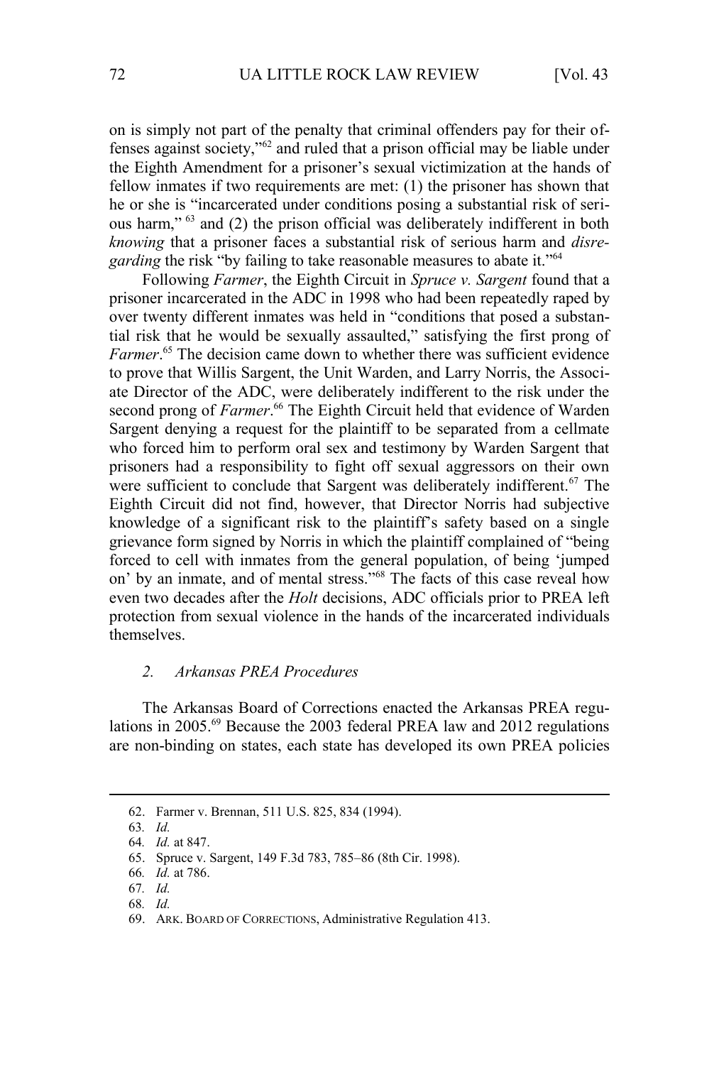on is simply not part of the penalty that criminal offenders pay for their offenses against society,"[62] and ruled that a prison official may be liable under the Eighth Amendment for a prisoner's sexual victimization at the hands of fellow inmates if two requirements are met: (1) the prisoner has shown that he or she is "incarcerated under conditions posing a substantial risk of serious harm," [63] and (2) the prison official was deliberately indifferent in both *knowing* that a prisoner faces a substantial risk of serious harm and *disregarding* the risk "by failing to take reasonable measures to abate it."[64]

Following *Farmer*, the Eighth Circuit in *Spruce v. Sargent* found that a prisoner incarcerated in the ADC in 1998 who had been repeatedly raped by over twenty different inmates was held in "conditions that posed a substantial risk that he would be sexually assaulted," satisfying the first prong of *Farmer*.[65] The decision came down to whether there was sufficient evidence to prove that Willis Sargent, the Unit Warden, and Larry Norris, the Associate Director of the ADC, were deliberately indifferent to the risk under the second prong of *Farmer*.[66] The Eighth Circuit held that evidence of Warden Sargent denying a request for the plaintiff to be separated from a cellmate who forced him to perform oral sex and testimony by Warden Sargent that prisoners had a responsibility to fight off sexual aggressors on their own were sufficient to conclude that Sargent was deliberately indifferent.[67] The Eighth Circuit did not find, however, that Director Norris had subjective knowledge of a significant risk to the plaintiff's safety based on a single grievance form signed by Norris in which the plaintiff complained of "being forced to cell with inmates from the general population, of being 'jumped on' by an inmate, and of mental stress."[68] The facts of this case reveal how even two decades after the *Holt* decisions, ADC officials prior to PREA left protection from sexual violence in the hands of the incarcerated individuals themselves.

### *2. Arkansas PREA Procedures*

The Arkansas Board of Corrections enacted the Arkansas PREA regulations in 2005.[69] Because the 2003 federal PREA law and 2012 regulations are non-binding on states, each state has developed its own PREA policies

---

62. Farmer v. Brennan, 511 U.S. 825, 834 (1994).

63. *Id.*

64. *Id.* at 847.

65. Spruce v. Sargent, 149 F.3d 783, 785–86 (8th Cir. 1998).

66. *Id.* at 786.

67. *Id.*

68. *Id.*

69. ARK. BOARD OF CORRECTIONS, Administrative Regulation 413.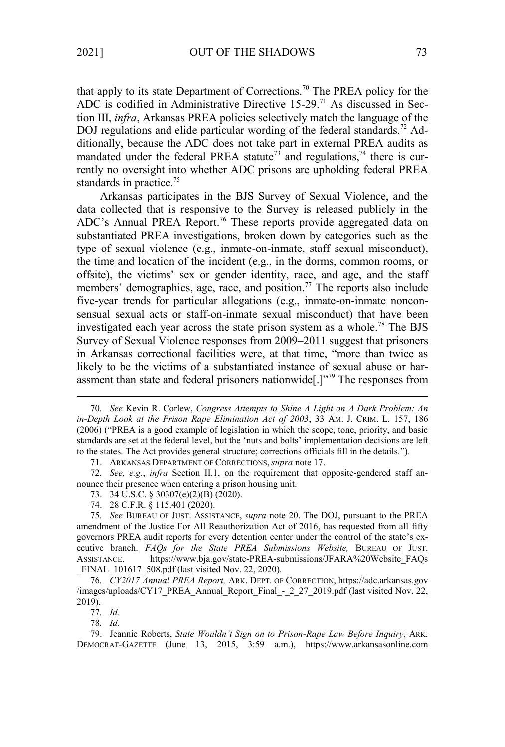that apply to its state Department of Corrections.[70] The PREA policy for the ADC is codified in Administrative Directive 15-29.[71] As discussed in Section III, *infra*, Arkansas PREA policies selectively match the language of the DOJ regulations and elide particular wording of the federal standards.[72] Additionally, because the ADC does not take part in external PREA audits as mandated under the federal PREA statute[73] and regulations,[74] there is currently no oversight into whether ADC prisons are upholding federal PREA standards in practice.[75]

Arkansas participates in the BJS Survey of Sexual Violence, and the data collected that is responsive to the Survey is released publicly in the ADC's Annual PREA Report.[76] These reports provide aggregated data on substantiated PREA investigations, broken down by categories such as the type of sexual violence (e.g., inmate-on-inmate, staff sexual misconduct), the time and location of the incident (e.g., in the dorms, common rooms, or offsite), the victims' sex or gender identity, race, and age, and the staff members' demographics, age, race, and position.[77] The reports also include five-year trends for particular allegations (e.g., inmate-on-inmate nonconsensual sexual acts or staff-on-inmate sexual misconduct) that have been investigated each year across the state prison system as a whole.[78] The BJS Survey of Sexual Violence responses from 2009–2011 suggest that prisoners in Arkansas correctional facilities were, at that time, "more than twice as likely to be the victims of a substantiated instance of sexual abuse or harassment than state and federal prisoners nationwide[.]"[79] The responses from

---

70. *See* Kevin R. Corlew, *Congress Attempts to Shine A Light on A Dark Problem: An in-Depth Look at the Prison Rape Elimination Act of 2003*, 33 AM. J. CRIM. L. 157, 186 (2006) ("PREA is a good example of legislation in which the scope, tone, priority, and basic standards are set at the federal level, but the 'nuts and bolts' implementation decisions are left to the states. The Act provides general structure; corrections officials fill in the details.").

71. ARKANSAS DEPARTMENT OF CORRECTIONS, *supra* note 17.

72. *See, e.g.*, *infra* Section II.1, on the requirement that opposite-gendered staff announce their presence when entering a prison housing unit.

73. 34 U.S.C. § 30307(e)(2)(B) (2020).

74. 28 C.F.R. § 115.401 (2020).

75. *See* BUREAU OF JUST. ASSISTANCE, *supra* note 20. The DOJ, pursuant to the PREA amendment of the Justice For All Reauthorization Act of 2016, has requested from all fifty governors PREA audit reports for every detention center under the control of the state's executive branch. *FAQs for the State PREA Submissions Website,* BUREAU OF JUST. ASSISTANCE. https://www.bja.gov/state-PREA-submissions/JFARA%20Website_FAQs_FINAL_101617_508.pdf (last visited Nov. 22, 2020).

76. *CY2017 Annual PREA Report,* ARK. DEPT. OF CORRECTION, https://adc.arkansas.gov/images/uploads/CY17_PREA_Annual_Report_Final_-_2_27_2019.pdf (last visited Nov. 22, 2019).

77. *Id.*

78. *Id.*

79. Jeannie Roberts, *State Wouldn't Sign on to Prison-Rape Law Before Inquiry*, ARK. DEMOCRAT-GAZETTE (June 13, 2015, 3:59 a.m.), https://www.arkansasonline.com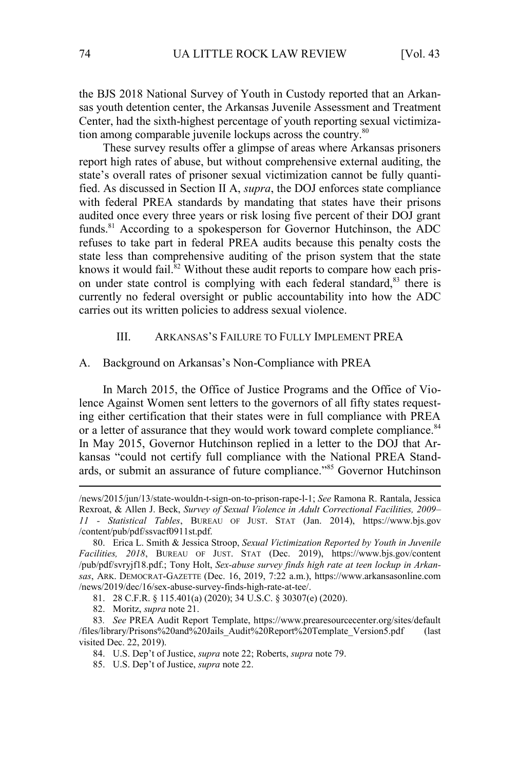the BJS 2018 National Survey of Youth in Custody reported that an Arkansas youth detention center, the Arkansas Juvenile Assessment and Treatment Center, had the sixth-highest percentage of youth reporting sexual victimization among comparable juvenile lockups across the country.[80]

These survey results offer a glimpse of areas where Arkansas prisoners report high rates of abuse, but without comprehensive external auditing, the state's overall rates of prisoner sexual victimization cannot be fully quantified. As discussed in Section II A, *supra*, the DOJ enforces state compliance with federal PREA standards by mandating that states have their prisons audited once every three years or risk losing five percent of their DOJ grant funds.[81] According to a spokesperson for Governor Hutchinson, the ADC refuses to take part in federal PREA audits because this penalty costs the state less than comprehensive auditing of the prison system that the state knows it would fail.[82] Without these audit reports to compare how each prison under state control is complying with each federal standard,[83] there is currently no federal oversight or public accountability into how the ADC carries out its written policies to address sexual violence.

## III. ARKANSAS'S FAILURE TO FULLY IMPLEMENT PREA

### A. Background on Arkansas's Non-Compliance with PREA

In March 2015, the Office of Justice Programs and the Office of Violence Against Women sent letters to the governors of all fifty states requesting either certification that their states were in full compliance with PREA or a letter of assurance that they would work toward complete compliance.[84] In May 2015, Governor Hutchinson replied in a letter to the DOJ that Arkansas "could not certify full compliance with the National PREA Standards, or submit an assurance of future compliance."[85] Governor Hutchinson

---

/news/2015/jun/13/state-wouldn-t-sign-on-to-prison-rape-l-1; *See* Ramona R. Rantala, Jessica Rexroat, & Allen J. Beck, *Survey of Sexual Violence in Adult Correctional Facilities, 2009–11 - Statistical Tables*, BUREAU OF JUST. STAT (Jan. 2014), https://www.bjs.gov/content/pub/pdf/ssvacf0911st.pdf.

80. Erica L. Smith & Jessica Stroop, *Sexual Victimization Reported by Youth in Juvenile Facilities, 2018*, BUREAU OF JUST. STAT (Dec. 2019), https://www.bjs.gov/content/pub/pdf/svryjf18.pdf.; Tony Holt, *Sex-abuse survey finds high rate at teen lockup in Arkansas*, ARK. DEMOCRAT-GAZETTE (Dec. 16, 2019, 7:22 a.m.), https://www.arkansasonline.com/news/2019/dec/16/sex-abuse-survey-finds-high-rate-at-tee/.

81. 28 C.F.R. § 115.401(a) (2020); 34 U.S.C. § 30307(e) (2020).

82. Moritz, *supra* note 21.

83. *See* PREA Audit Report Template, https://www.prearesourcecenter.org/sites/default/files/library/Prisons%20and%20Jails_Audit%20Report%20Template_Version5.pdf (last visited Dec. 22, 2019).

84. U.S. Dep't of Justice, *supra* note 22; Roberts, *supra* note 79.

85. U.S. Dep't of Justice, *supra* note 22.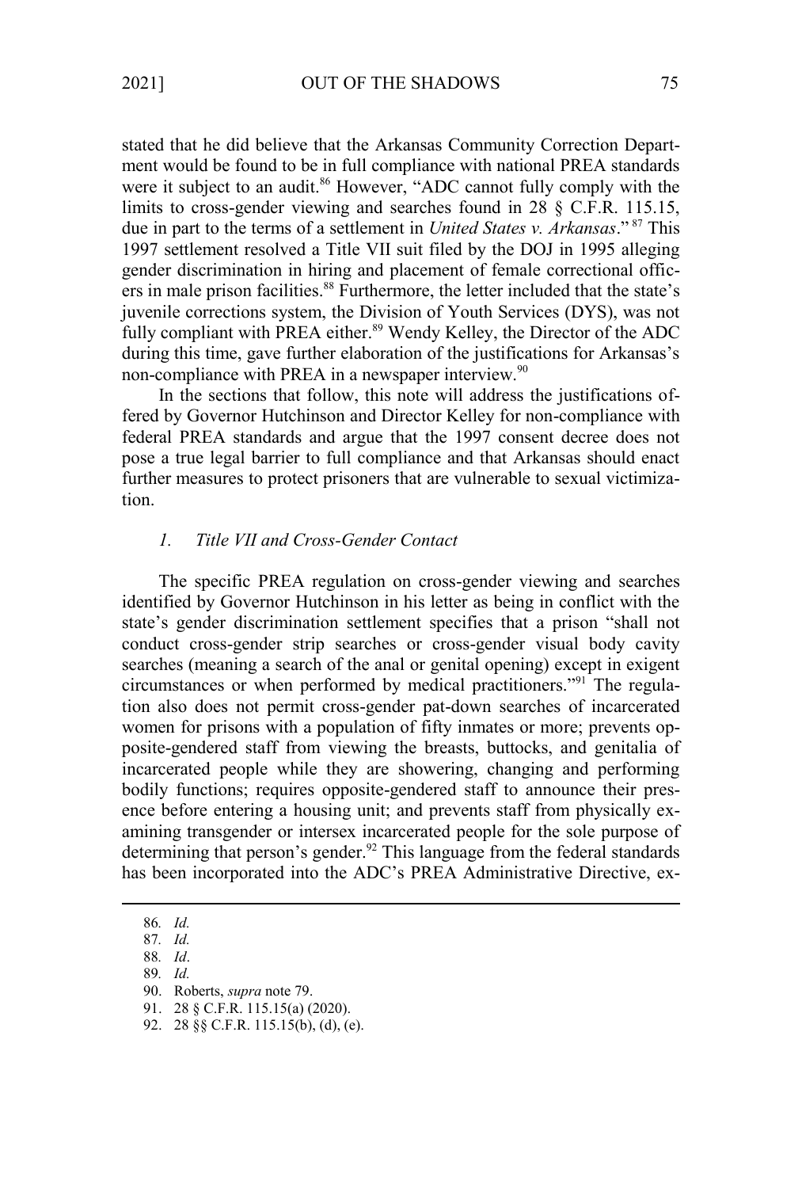stated that he did believe that the Arkansas Community Correction Department would be found to be in full compliance with national PREA standards were it subject to an audit.[86] However, "ADC cannot fully comply with the limits to cross-gender viewing and searches found in 28 § C.F.R. 115.15, due in part to the terms of a settlement in *United States v. Arkansas*."[87] This 1997 settlement resolved a Title VII suit filed by the DOJ in 1995 alleging gender discrimination in hiring and placement of female correctional officers in male prison facilities.[88] Furthermore, the letter included that the state's juvenile corrections system, the Division of Youth Services (DYS), was not fully compliant with PREA either.[89] Wendy Kelley, the Director of the ADC during this time, gave further elaboration of the justifications for Arkansas's non-compliance with PREA in a newspaper interview.[90]

In the sections that follow, this note will address the justifications offered by Governor Hutchinson and Director Kelley for non-compliance with federal PREA standards and argue that the 1997 consent decree does not pose a true legal barrier to full compliance and that Arkansas should enact further measures to protect prisoners that are vulnerable to sexual victimization.

### *1. Title VII and Cross-Gender Contact*

The specific PREA regulation on cross-gender viewing and searches identified by Governor Hutchinson in his letter as being in conflict with the state's gender discrimination settlement specifies that a prison "shall not conduct cross-gender strip searches or cross-gender visual body cavity searches (meaning a search of the anal or genital opening) except in exigent circumstances or when performed by medical practitioners."[91] The regulation also does not permit cross-gender pat-down searches of incarcerated women for prisons with a population of fifty inmates or more; prevents opposite-gendered staff from viewing the breasts, buttocks, and genitalia of incarcerated people while they are showering, changing and performing bodily functions; requires opposite-gendered staff to announce their presence before entering a housing unit; and prevents staff from physically examining transgender or intersex incarcerated people for the sole purpose of determining that person's gender.[92] This language from the federal standards has been incorporated into the ADC's PREA Administrative Directive, ex-

---

86. *Id.*
87. *Id.*
88. *Id*.
89. *Id.*
90. Roberts, *supra* note 79.
91. 28 § C.F.R. 115.15(a) (2020).
92. 28 §§ C.F.R. 115.15(b), (d), (e).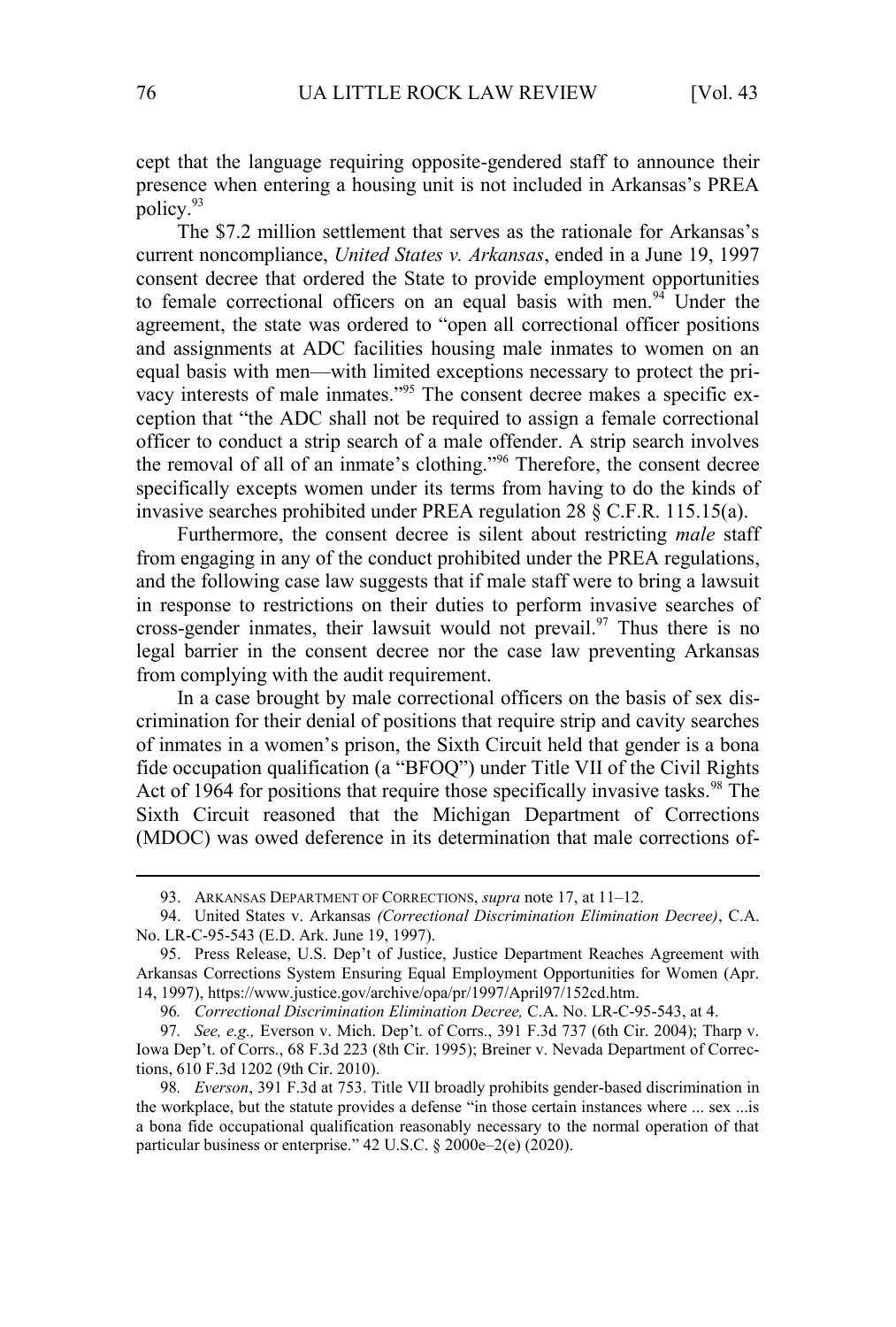cept that the language requiring opposite-gendered staff to announce their presence when entering a housing unit is not included in Arkansas's PREA policy.[93]

The $7.2 million settlement that serves as the rationale for Arkansas's current noncompliance, *United States v. Arkansas*, ended in a June 19, 1997 consent decree that ordered the State to provide employment opportunities to female correctional officers on an equal basis with men.[94] Under the agreement, the state was ordered to "open all correctional officer positions and assignments at ADC facilities housing male inmates to women on an equal basis with men—with limited exceptions necessary to protect the privacy interests of male inmates."[95] The consent decree makes a specific exception that "the ADC shall not be required to assign a female correctional officer to conduct a strip search of a male offender. A strip search involves the removal of all of an inmate's clothing."[96] Therefore, the consent decree specifically excepts women under its terms from having to do the kinds of invasive searches prohibited under PREA regulation 28 § C.F.R. 115.15(a).

Furthermore, the consent decree is silent about restricting *male* staff from engaging in any of the conduct prohibited under the PREA regulations, and the following case law suggests that if male staff were to bring a lawsuit in response to restrictions on their duties to perform invasive searches of cross-gender inmates, their lawsuit would not prevail.[97] Thus there is no legal barrier in the consent decree nor the case law preventing Arkansas from complying with the audit requirement.

In a case brought by male correctional officers on the basis of sex discrimination for their denial of positions that require strip and cavity searches of inmates in a women's prison, the Sixth Circuit held that gender is a bona fide occupation qualification (a "BFOQ") under Title VII of the Civil Rights Act of 1964 for positions that require those specifically invasive tasks.[98] The Sixth Circuit reasoned that the Michigan Department of Corrections (MDOC) was owed deference in its determination that male corrections of-

---

93. ARKANSAS DEPARTMENT OF CORRECTIONS, *supra* note 17, at 11–12.

94. United States v. Arkansas *(Correctional Discrimination Elimination Decree)*, C.A. No. LR-C-95-543 (E.D. Ark. June 19, 1997).

95. Press Release, U.S. Dep't of Justice, Justice Department Reaches Agreement with Arkansas Corrections System Ensuring Equal Employment Opportunities for Women (Apr. 14, 1997), https://www.justice.gov/archive/opa/pr/1997/April97/152cd.htm.

96. *Correctional Discrimination Elimination Decree,* C.A. No. LR-C-95-543, at 4.

97. *See, e.g.,* Everson v. Mich. Dep't. of Corrs., 391 F.3d 737 (6th Cir. 2004); Tharp v. Iowa Dep't. of Corrs., 68 F.3d 223 (8th Cir. 1995); Breiner v. Nevada Department of Corrections, 610 F.3d 1202 (9th Cir. 2010).

98. *Everson*, 391 F.3d at 753. Title VII broadly prohibits gender-based discrimination in the workplace, but the statute provides a defense "in those certain instances where ... sex ...is a bona fide occupational qualification reasonably necessary to the normal operation of that particular business or enterprise." 42 U.S.C. § 2000e–2(e) (2020).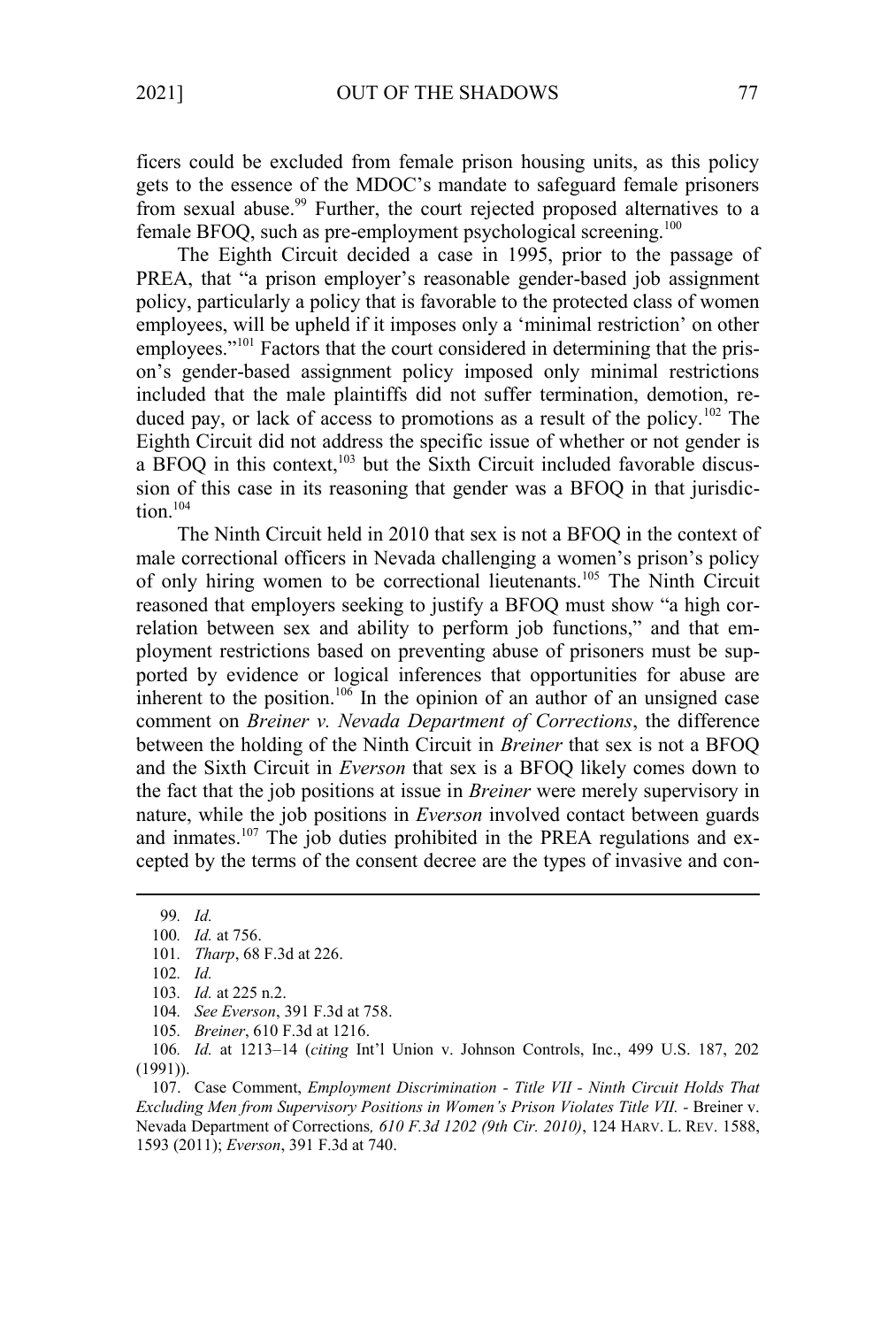ficers could be excluded from female prison housing units, as this policy gets to the essence of the MDOC's mandate to safeguard female prisoners from sexual abuse.[99] Further, the court rejected proposed alternatives to a female BFOQ, such as pre-employment psychological screening.[100]

The Eighth Circuit decided a case in 1995, prior to the passage of PREA, that "a prison employer's reasonable gender-based job assignment policy, particularly a policy that is favorable to the protected class of women employees, will be upheld if it imposes only a 'minimal restriction' on other employees."[101] Factors that the court considered in determining that the prison's gender-based assignment policy imposed only minimal restrictions included that the male plaintiffs did not suffer termination, demotion, reduced pay, or lack of access to promotions as a result of the policy.[102] The Eighth Circuit did not address the specific issue of whether or not gender is a BFOQ in this context,[103] but the Sixth Circuit included favorable discussion of this case in its reasoning that gender was a BFOQ in that jurisdiction.[104]

The Ninth Circuit held in 2010 that sex is not a BFOQ in the context of male correctional officers in Nevada challenging a women's prison's policy of only hiring women to be correctional lieutenants.[105] The Ninth Circuit reasoned that employers seeking to justify a BFOQ must show "a high correlation between sex and ability to perform job functions," and that employment restrictions based on preventing abuse of prisoners must be supported by evidence or logical inferences that opportunities for abuse are inherent to the position.[106] In the opinion of an author of an unsigned case comment on *Breiner v. Nevada Department of Corrections*, the difference between the holding of the Ninth Circuit in *Breiner* that sex is not a BFOQ and the Sixth Circuit in *Everson* that sex is a BFOQ likely comes down to the fact that the job positions at issue in *Breiner* were merely supervisory in nature, while the job positions in *Everson* involved contact between guards and inmates.[107] The job duties prohibited in the PREA regulations and excepted by the terms of the consent decree are the types of invasive and con-

---

99. *Id.*

100. *Id.* at 756.

101. *Tharp*, 68 F.3d at 226.

102. *Id.*

103. *Id.* at 225 n.2.

104. *See Everson*, 391 F.3d at 758.

105. *Breiner*, 610 F.3d at 1216.

106. *Id.* at 1213–14 (*citing* Int'l Union v. Johnson Controls, Inc., 499 U.S. 187, 202 (1991)).

107. Case Comment, *Employment Discrimination - Title VII - Ninth Circuit Holds That Excluding Men from Supervisory Positions in Women's Prison Violates Title VII.* - Breiner v. Nevada Department of Corrections*, 610 F.3d 1202 (9th Cir. 2010)*, 124 HARV. L. REV. 1588, 1593 (2011); *Everson*, 391 F.3d at 740.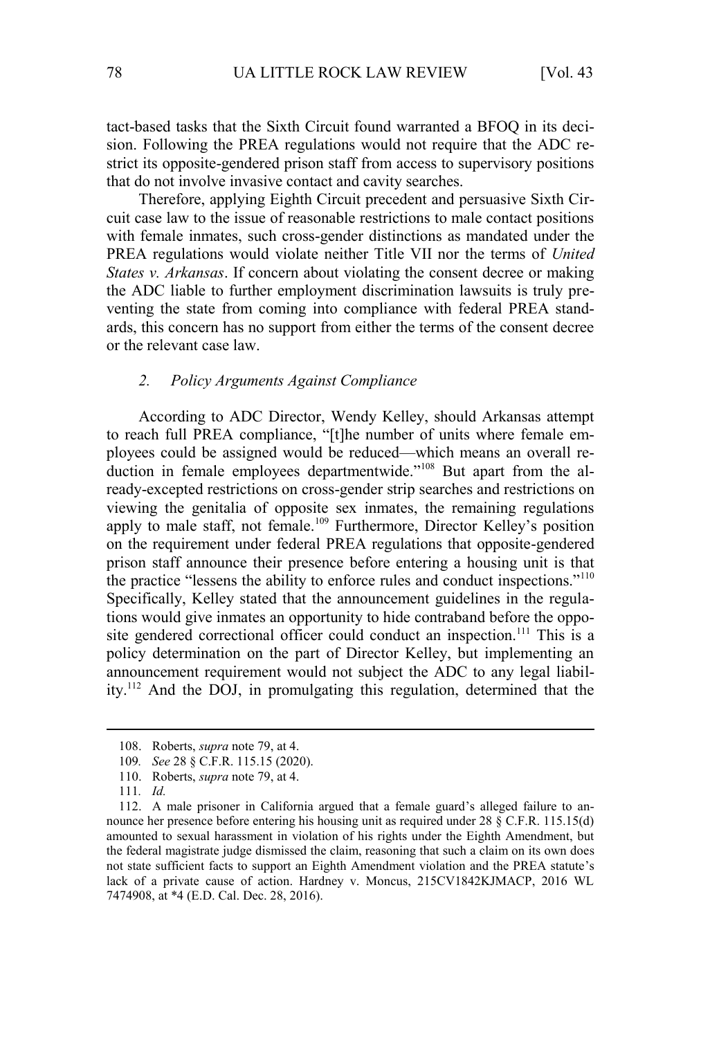tact-based tasks that the Sixth Circuit found warranted a BFOQ in its decision. Following the PREA regulations would not require that the ADC restrict its opposite-gendered prison staff from access to supervisory positions that do not involve invasive contact and cavity searches.

Therefore, applying Eighth Circuit precedent and persuasive Sixth Circuit case law to the issue of reasonable restrictions to male contact positions with female inmates, such cross-gender distinctions as mandated under the PREA regulations would violate neither Title VII nor the terms of *United States v. Arkansas*. If concern about violating the consent decree or making the ADC liable to further employment discrimination lawsuits is truly preventing the state from coming into compliance with federal PREA standards, this concern has no support from either the terms of the consent decree or the relevant case law.

### *2. Policy Arguments Against Compliance*

According to ADC Director, Wendy Kelley, should Arkansas attempt to reach full PREA compliance, "[t]he number of units where female employees could be assigned would be reduced—which means an overall reduction in female employees departmentwide."[108] But apart from the already-excepted restrictions on cross-gender strip searches and restrictions on viewing the genitalia of opposite sex inmates, the remaining regulations apply to male staff, not female.[109] Furthermore, Director Kelley's position on the requirement under federal PREA regulations that opposite-gendered prison staff announce their presence before entering a housing unit is that the practice "lessens the ability to enforce rules and conduct inspections."[110] Specifically, Kelley stated that the announcement guidelines in the regulations would give inmates an opportunity to hide contraband before the opposite gendered correctional officer could conduct an inspection.[111] This is a policy determination on the part of Director Kelley, but implementing an announcement requirement would not subject the ADC to any legal liability.[112] And the DOJ, in promulgating this regulation, determined that the

---

108. Roberts, *supra* note 79, at 4.

109. *See* 28 § C.F.R. 115.15 (2020).

110. Roberts, *supra* note 79, at 4.

111. *Id.*

112. A male prisoner in California argued that a female guard's alleged failure to announce her presence before entering his housing unit as required under 28 § C.F.R. 115.15(d) amounted to sexual harassment in violation of his rights under the Eighth Amendment, but the federal magistrate judge dismissed the claim, reasoning that such a claim on its own does not state sufficient facts to support an Eighth Amendment violation and the PREA statute's lack of a private cause of action. Hardney v. Moncus, 215CV1842KJMACP, 2016 WL 7474908, at *4 (E.D. Cal. Dec. 28, 2016).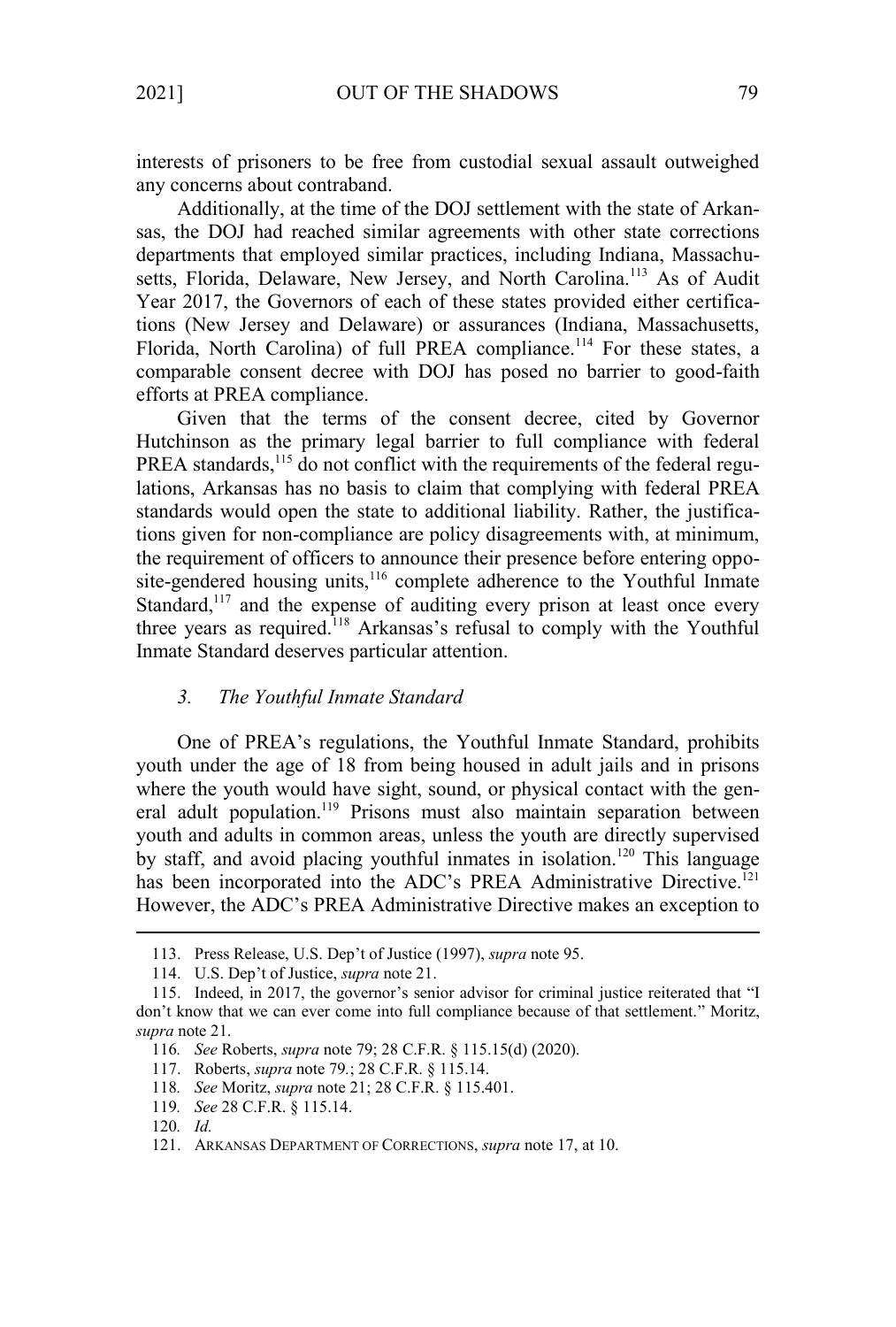interests of prisoners to be free from custodial sexual assault outweighed any concerns about contraband.

Additionally, at the time of the DOJ settlement with the state of Arkansas, the DOJ had reached similar agreements with other state corrections departments that employed similar practices, including Indiana, Massachusetts, Florida, Delaware, New Jersey, and North Carolina.[113] As of Audit Year 2017, the Governors of each of these states provided either certifications (New Jersey and Delaware) or assurances (Indiana, Massachusetts, Florida, North Carolina) of full PREA compliance.[114] For these states, a comparable consent decree with DOJ has posed no barrier to good-faith efforts at PREA compliance.

Given that the terms of the consent decree, cited by Governor Hutchinson as the primary legal barrier to full compliance with federal PREA standards,[115] do not conflict with the requirements of the federal regulations, Arkansas has no basis to claim that complying with federal PREA standards would open the state to additional liability. Rather, the justifications given for non-compliance are policy disagreements with, at minimum, the requirement of officers to announce their presence before entering opposite-gendered housing units,[116] complete adherence to the Youthful Inmate Standard,[117] and the expense of auditing every prison at least once every three years as required.[118] Arkansas's refusal to comply with the Youthful Inmate Standard deserves particular attention.

### *3. The Youthful Inmate Standard*

One of PREA's regulations, the Youthful Inmate Standard, prohibits youth under the age of 18 from being housed in adult jails and in prisons where the youth would have sight, sound, or physical contact with the general adult population.[119] Prisons must also maintain separation between youth and adults in common areas, unless the youth are directly supervised by staff, and avoid placing youthful inmates in isolation.[120] This language has been incorporated into the ADC's PREA Administrative Directive.[121] However, the ADC's PREA Administrative Directive makes an exception to

---

113. Press Release, U.S. Dep't of Justice (1997), *supra* note 95.

114. U.S. Dep't of Justice, *supra* note 21.

115. Indeed, in 2017, the governor's senior advisor for criminal justice reiterated that "I don't know that we can ever come into full compliance because of that settlement." Moritz, *supra* note 21.

116. *See* Roberts, *supra* note 79; 28 C.F.R. § 115.15(d) (2020).

117. Roberts, *supra* note 79.; 28 C.F.R. § 115.14.

118. *See* Moritz, *supra* note 21; 28 C.F.R. § 115.401.

119. *See* 28 C.F.R. § 115.14.

120. *Id.*

121. ARKANSAS DEPARTMENT OF CORRECTIONS, *supra* note 17, at 10.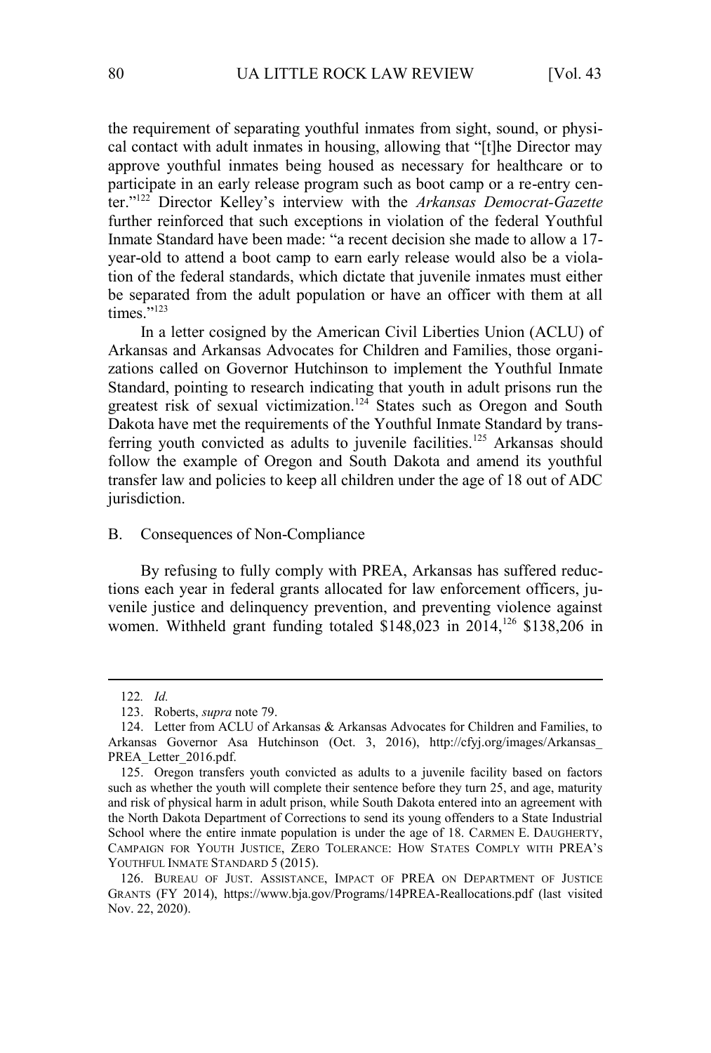the requirement of separating youthful inmates from sight, sound, or physical contact with adult inmates in housing, allowing that "[t]he Director may approve youthful inmates being housed as necessary for healthcare or to participate in an early release program such as boot camp or a re-entry center."[122] Director Kelley's interview with the *Arkansas Democrat-Gazette* further reinforced that such exceptions in violation of the federal Youthful Inmate Standard have been made: "a recent decision she made to allow a 17-year-old to attend a boot camp to earn early release would also be a violation of the federal standards, which dictate that juvenile inmates must either be separated from the adult population or have an officer with them at all times."[123]

In a letter cosigned by the American Civil Liberties Union (ACLU) of Arkansas and Arkansas Advocates for Children and Families, those organizations called on Governor Hutchinson to implement the Youthful Inmate Standard, pointing to research indicating that youth in adult prisons run the greatest risk of sexual victimization.[124] States such as Oregon and South Dakota have met the requirements of the Youthful Inmate Standard by transferring youth convicted as adults to juvenile facilities.[125] Arkansas should follow the example of Oregon and South Dakota and amend its youthful transfer law and policies to keep all children under the age of 18 out of ADC jurisdiction.

## B. Consequences of Non-Compliance

By refusing to fully comply with PREA, Arkansas has suffered reductions each year in federal grants allocated for law enforcement officers, juvenile justice and delinquency prevention, and preventing violence against women. Withheld grant funding totaled \$148,023 in 2014,[126] \$138,206 in

---

122. *Id.*

123. Roberts, *supra* note 79.

124. Letter from ACLU of Arkansas & Arkansas Advocates for Children and Families, to Arkansas Governor Asa Hutchinson (Oct. 3, 2016), http://cfyj.org/images/Arkansas_PREA_Letter_2016.pdf.

125. Oregon transfers youth convicted as adults to a juvenile facility based on factors such as whether the youth will complete their sentence before they turn 25, and age, maturity and risk of physical harm in adult prison, while South Dakota entered into an agreement with the North Dakota Department of Corrections to send its young offenders to a State Industrial School where the entire inmate population is under the age of 18. CARMEN E. DAUGHERTY, CAMPAIGN FOR YOUTH JUSTICE, ZERO TOLERANCE: HOW STATES COMPLY WITH PREA'S YOUTHFUL INMATE STANDARD 5 (2015).

126. BUREAU OF JUST. ASSISTANCE, IMPACT OF PREA ON DEPARTMENT OF JUSTICE GRANTS (FY 2014), https://www.bja.gov/Programs/14PREA-Reallocations.pdf (last visited Nov. 22, 2020).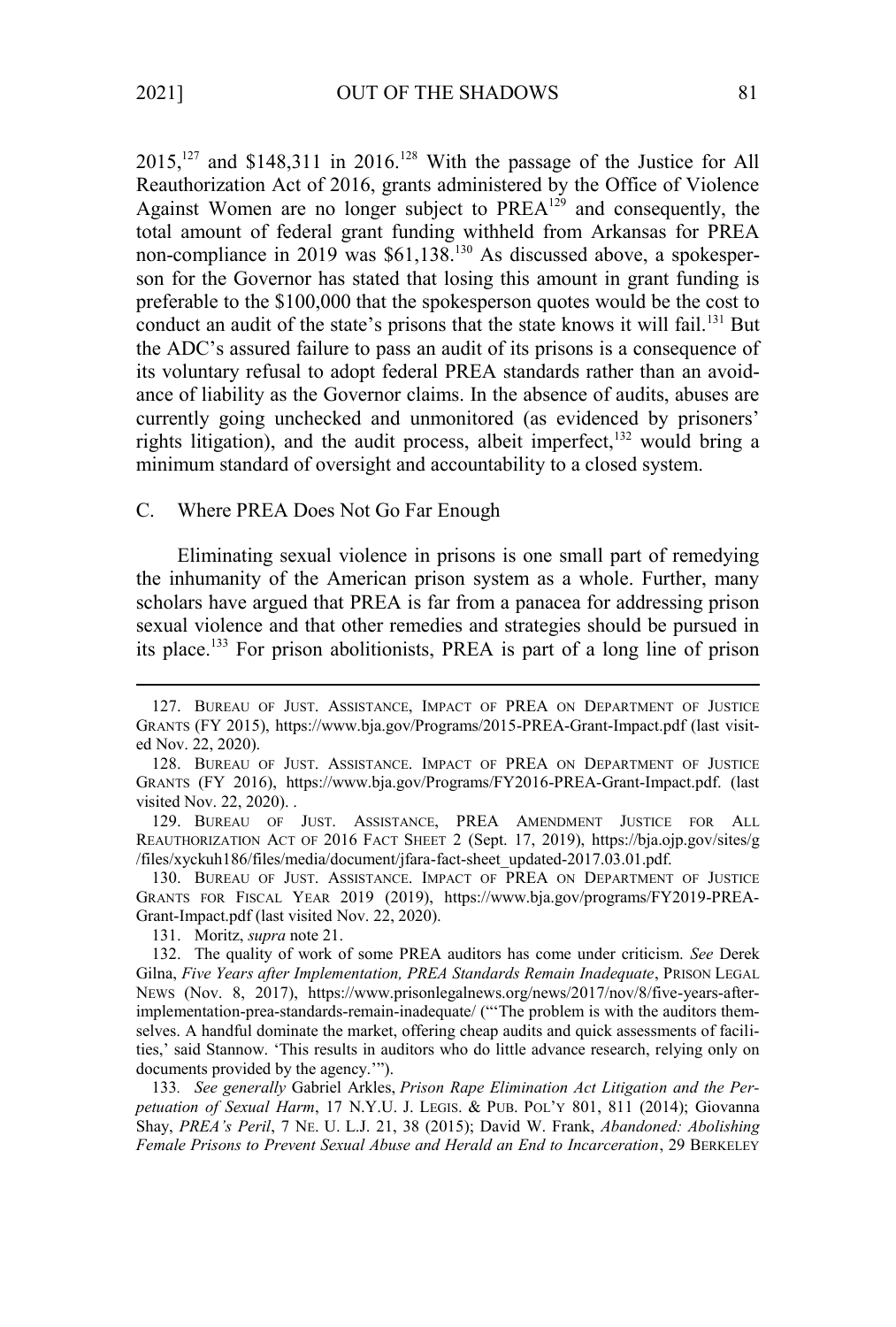2015,[127] and $148,311 in 2016.[128] With the passage of the Justice for All Reauthorization Act of 2016, grants administered by the Office of Violence Against Women are no longer subject to PREA[129] and consequently, the total amount of federal grant funding withheld from Arkansas for PREA non-compliance in 2019 was $61,138.[130] As discussed above, a spokesperson for the Governor has stated that losing this amount in grant funding is preferable to the $100,000 that the spokesperson quotes would be the cost to conduct an audit of the state's prisons that the state knows it will fail.[131] But the ADC's assured failure to pass an audit of its prisons is a consequence of its voluntary refusal to adopt federal PREA standards rather than an avoidance of liability as the Governor claims. In the absence of audits, abuses are currently going unchecked and unmonitored (as evidenced by prisoners' rights litigation), and the audit process, albeit imperfect,[132] would bring a minimum standard of oversight and accountability to a closed system.

### C. Where PREA Does Not Go Far Enough

Eliminating sexual violence in prisons is one small part of remedying the inhumanity of the American prison system as a whole. Further, many scholars have argued that PREA is far from a panacea for addressing prison sexual violence and that other remedies and strategies should be pursued in its place.[133] For prison abolitionists, PREA is part of a long line of prison

---

127. BUREAU OF JUST. ASSISTANCE, IMPACT OF PREA ON DEPARTMENT OF JUSTICE GRANTS (FY 2015), https://www.bja.gov/Programs/2015-PREA-Grant-Impact.pdf (last visited Nov. 22, 2020).

128. BUREAU OF JUST. ASSISTANCE. IMPACT OF PREA ON DEPARTMENT OF JUSTICE GRANTS (FY 2016), https://www.bja.gov/Programs/FY2016-PREA-Grant-Impact.pdf. (last visited Nov. 22, 2020). .

129. BUREAU OF JUST. ASSISTANCE, PREA AMENDMENT JUSTICE FOR ALL REAUTHORIZATION ACT OF 2016 FACT SHEET 2 (Sept. 17, 2019), https://bja.ojp.gov/sites/g/files/xyckuh186/files/media/document/jfara-fact-sheet_updated-2017.03.01.pdf.

130. BUREAU OF JUST. ASSISTANCE. IMPACT OF PREA ON DEPARTMENT OF JUSTICE GRANTS FOR FISCAL YEAR 2019 (2019), https://www.bja.gov/programs/FY2019-PREA-Grant-Impact.pdf (last visited Nov. 22, 2020).

131. Moritz, *supra* note 21.

132. The quality of work of some PREA auditors has come under criticism. *See* Derek Gilna, *Five Years after Implementation, PREA Standards Remain Inadequate*, PRISON LEGAL NEWS (Nov. 8, 2017), https://www.prisonlegalnews.org/news/2017/nov/8/five-years-after-implementation-prea-standards-remain-inadequate/ ("'The problem is with the auditors themselves. A handful dominate the market, offering cheap audits and quick assessments of facilities,' said Stannow. 'This results in auditors who do little advance research, relying only on documents provided by the agency.'").

133. *See generally* Gabriel Arkles, *Prison Rape Elimination Act Litigation and the Perpetuation of Sexual Harm*, 17 N.Y.U. J. LEGIS. & PUB. POL'Y 801, 811 (2014); Giovanna Shay, *PREA's Peril*, 7 NE. U. L.J. 21, 38 (2015); David W. Frank, *Abandoned: Abolishing Female Prisons to Prevent Sexual Abuse and Herald an End to Incarceration*, 29 BERKELEY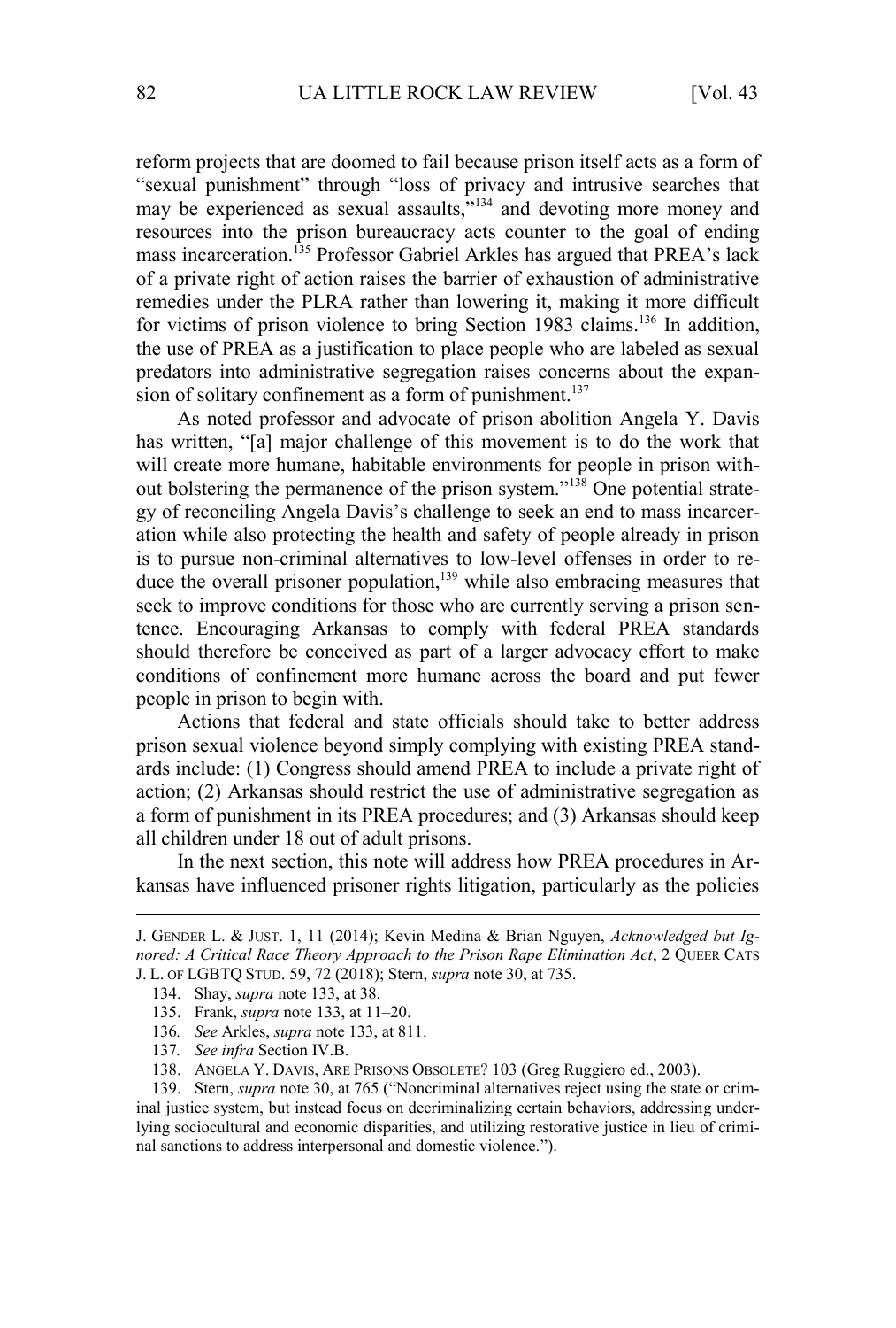reform projects that are doomed to fail because prison itself acts as a form of "sexual punishment" through "loss of privacy and intrusive searches that may be experienced as sexual assaults,"[134] and devoting more money and resources into the prison bureaucracy acts counter to the goal of ending mass incarceration.[135] Professor Gabriel Arkles has argued that PREA's lack of a private right of action raises the barrier of exhaustion of administrative remedies under the PLRA rather than lowering it, making it more difficult for victims of prison violence to bring Section 1983 claims.[136] In addition, the use of PREA as a justification to place people who are labeled as sexual predators into administrative segregation raises concerns about the expansion of solitary confinement as a form of punishment.[137]

As noted professor and advocate of prison abolition Angela Y. Davis has written, "[a] major challenge of this movement is to do the work that will create more humane, habitable environments for people in prison without bolstering the permanence of the prison system."[138] One potential strategy of reconciling Angela Davis's challenge to seek an end to mass incarceration while also protecting the health and safety of people already in prison is to pursue non-criminal alternatives to low-level offenses in order to reduce the overall prisoner population,[139] while also embracing measures that seek to improve conditions for those who are currently serving a prison sentence. Encouraging Arkansas to comply with federal PREA standards should therefore be conceived as part of a larger advocacy effort to make conditions of confinement more humane across the board and put fewer people in prison to begin with.

Actions that federal and state officials should take to better address prison sexual violence beyond simply complying with existing PREA standards include: (1) Congress should amend PREA to include a private right of action; (2) Arkansas should restrict the use of administrative segregation as a form of punishment in its PREA procedures; and (3) Arkansas should keep all children under 18 out of adult prisons.

In the next section, this note will address how PREA procedures in Arkansas have influenced prisoner rights litigation, particularly as the policies

---

J. GENDER L. & JUST. 1, 11 (2014); Kevin Medina & Brian Nguyen, *Acknowledged but Ignored: A Critical Race Theory Approach to the Prison Rape Elimination Act*, 2 QUEER CATS J. L. OF LGBTQ STUD. 59, 72 (2018); Stern, *supra* note 30, at 735.

134. Shay, *supra* note 133, at 38.

135. Frank, *supra* note 133, at 11–20.

136. *See* Arkles, *supra* note 133, at 811.

137. *See infra* Section IV.B.

138. ANGELA Y. DAVIS, ARE PRISONS OBSOLETE? 103 (Greg Ruggiero ed., 2003).

139. Stern, *supra* note 30, at 765 ("Noncriminal alternatives reject using the state or criminal justice system, but instead focus on decriminalizing certain behaviors, addressing underlying sociocultural and economic disparities, and utilizing restorative justice in lieu of criminal sanctions to address interpersonal and domestic violence.").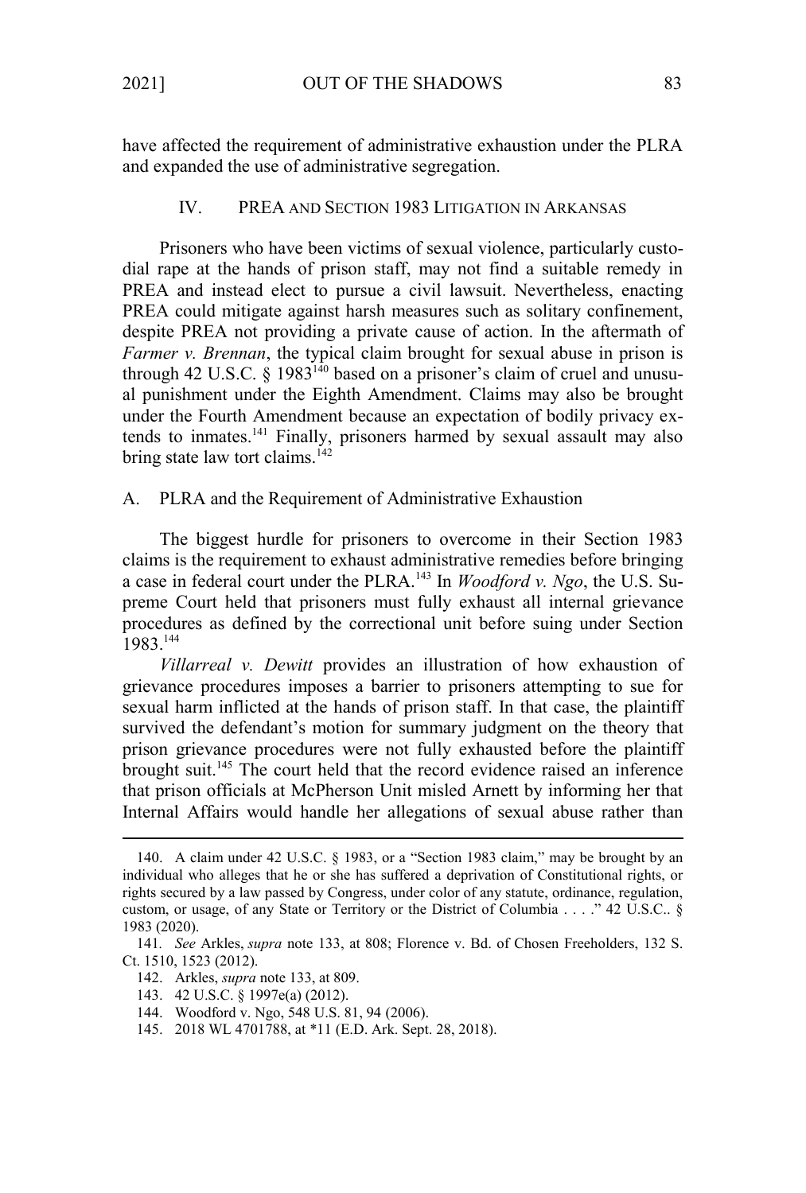have affected the requirement of administrative exhaustion under the PLRA and expanded the use of administrative segregation.

## IV. PREA AND SECTION 1983 LITIGATION IN ARKANSAS

Prisoners who have been victims of sexual violence, particularly custodial rape at the hands of prison staff, may not find a suitable remedy in PREA and instead elect to pursue a civil lawsuit. Nevertheless, enacting PREA could mitigate against harsh measures such as solitary confinement, despite PREA not providing a private cause of action. In the aftermath of *Farmer v. Brennan*, the typical claim brought for sexual abuse in prison is through 42 U.S.C. § 1983[140] based on a prisoner's claim of cruel and unusual punishment under the Eighth Amendment. Claims may also be brought under the Fourth Amendment because an expectation of bodily privacy extends to inmates.[141] Finally, prisoners harmed by sexual assault may also bring state law tort claims.[142]

### A. PLRA and the Requirement of Administrative Exhaustion

The biggest hurdle for prisoners to overcome in their Section 1983 claims is the requirement to exhaust administrative remedies before bringing a case in federal court under the PLRA.[143] In *Woodford v. Ngo*, the U.S. Supreme Court held that prisoners must fully exhaust all internal grievance procedures as defined by the correctional unit before suing under Section 1983.[144]

*Villarreal v. Dewitt* provides an illustration of how exhaustion of grievance procedures imposes a barrier to prisoners attempting to sue for sexual harm inflicted at the hands of prison staff. In that case, the plaintiff survived the defendant's motion for summary judgment on the theory that prison grievance procedures were not fully exhausted before the plaintiff brought suit.[145] The court held that the record evidence raised an inference that prison officials at McPherson Unit misled Arnett by informing her that Internal Affairs would handle her allegations of sexual abuse rather than

---

140. A claim under 42 U.S.C. § 1983, or a "Section 1983 claim," may be brought by an individual who alleges that he or she has suffered a deprivation of Constitutional rights, or rights secured by a law passed by Congress, under color of any statute, ordinance, regulation, custom, or usage, of any State or Territory or the District of Columbia . . . ." 42 U.S.C.. § 1983 (2020).

141. *See* Arkles, *supra* note 133, at 808; Florence v. Bd. of Chosen Freeholders, 132 S. Ct. 1510, 1523 (2012).

142. Arkles, *supra* note 133, at 809.

143. 42 U.S.C. § 1997e(a) (2012).

144. Woodford v. Ngo, 548 U.S. 81, 94 (2006).

145. 2018 WL 4701788, at *11 (E.D. Ark. Sept. 28, 2018).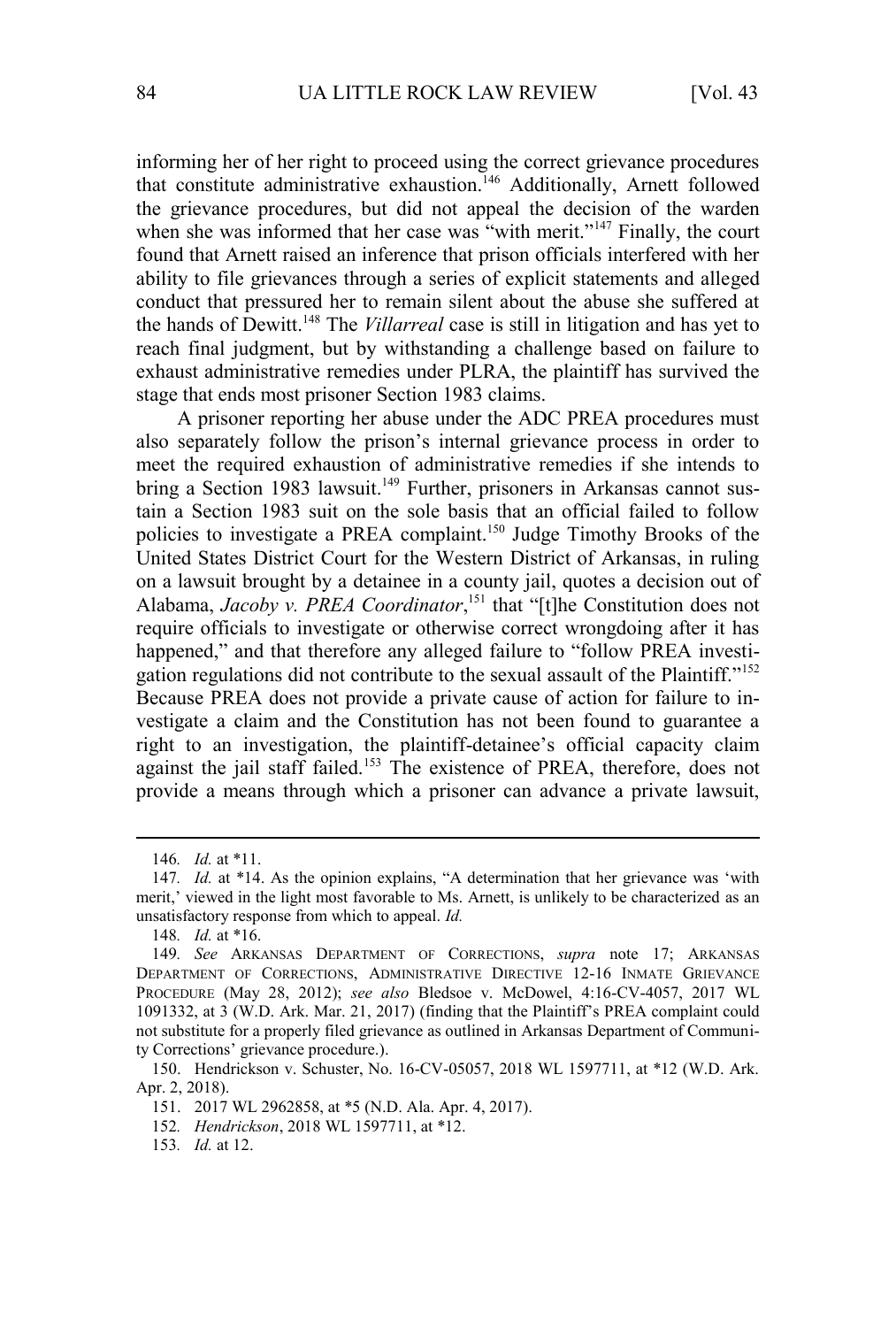informing her of her right to proceed using the correct grievance procedures that constitute administrative exhaustion.[146] Additionally, Arnett followed the grievance procedures, but did not appeal the decision of the warden when she was informed that her case was "with merit."[147] Finally, the court found that Arnett raised an inference that prison officials interfered with her ability to file grievances through a series of explicit statements and alleged conduct that pressured her to remain silent about the abuse she suffered at the hands of Dewitt.[148] The *Villarreal* case is still in litigation and has yet to reach final judgment, but by withstanding a challenge based on failure to exhaust administrative remedies under PLRA, the plaintiff has survived the stage that ends most prisoner Section 1983 claims.

A prisoner reporting her abuse under the ADC PREA procedures must also separately follow the prison's internal grievance process in order to meet the required exhaustion of administrative remedies if she intends to bring a Section 1983 lawsuit.[149] Further, prisoners in Arkansas cannot sustain a Section 1983 suit on the sole basis that an official failed to follow policies to investigate a PREA complaint.[150] Judge Timothy Brooks of the United States District Court for the Western District of Arkansas, in ruling on a lawsuit brought by a detainee in a county jail, quotes a decision out of Alabama, *Jacoby v. PREA Coordinator*,[151] that "[t]he Constitution does not require officials to investigate or otherwise correct wrongdoing after it has happened," and that therefore any alleged failure to "follow PREA investigation regulations did not contribute to the sexual assault of the Plaintiff."[152] Because PREA does not provide a private cause of action for failure to investigate a claim and the Constitution has not been found to guarantee a right to an investigation, the plaintiff-detainee's official capacity claim against the jail staff failed.[153] The existence of PREA, therefore, does not provide a means through which a prisoner can advance a private lawsuit,

---

146. *Id.* at *11.

147. *Id.* at *14. As the opinion explains, "A determination that her grievance was 'with merit,' viewed in the light most favorable to Ms. Arnett, is unlikely to be characterized as an unsatisfactory response from which to appeal. *Id.*

148. *Id.* at *16.

149. *See* ARKANSAS DEPARTMENT OF CORRECTIONS, *supra* note 17; ARKANSAS DEPARTMENT OF CORRECTIONS, ADMINISTRATIVE DIRECTIVE 12-16 INMATE GRIEVANCE PROCEDURE (May 28, 2012); *see also* Bledsoe v. McDowel, 4:16-CV-4057, 2017 WL 1091332, at 3 (W.D. Ark. Mar. 21, 2017) (finding that the Plaintiff's PREA complaint could not substitute for a properly filed grievance as outlined in Arkansas Department of Community Corrections' grievance procedure.).

150. Hendrickson v. Schuster, No. 16-CV-05057, 2018 WL 1597711, at *12 (W.D. Ark. Apr. 2, 2018).

151. 2017 WL 2962858, at *5 (N.D. Ala. Apr. 4, 2017).

152. *Hendrickson*, 2018 WL 1597711, at *12.

153. *Id.* at 12.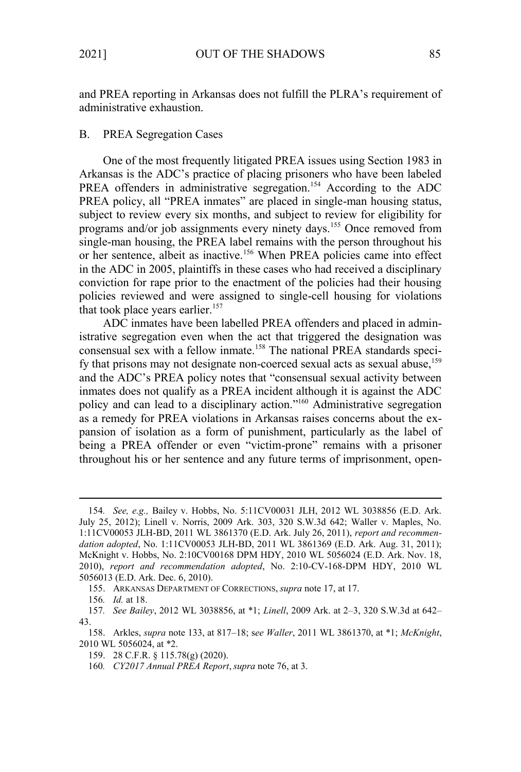and PREA reporting in Arkansas does not fulfill the PLRA's requirement of administrative exhaustion.

## B. PREA Segregation Cases

One of the most frequently litigated PREA issues using Section 1983 in Arkansas is the ADC's practice of placing prisoners who have been labeled PREA offenders in administrative segregation.[154] According to the ADC PREA policy, all "PREA inmates" are placed in single-man housing status, subject to review every six months, and subject to review for eligibility for programs and/or job assignments every ninety days.[155] Once removed from single-man housing, the PREA label remains with the person throughout his or her sentence, albeit as inactive.[156] When PREA policies came into effect in the ADC in 2005, plaintiffs in these cases who had received a disciplinary conviction for rape prior to the enactment of the policies had their housing policies reviewed and were assigned to single-cell housing for violations that took place years earlier.[157]

ADC inmates have been labelled PREA offenders and placed in administrative segregation even when the act that triggered the designation was consensual sex with a fellow inmate.[158] The national PREA standards specify that prisons may not designate non-coerced sexual acts as sexual abuse,[159] and the ADC's PREA policy notes that "consensual sexual activity between inmates does not qualify as a PREA incident although it is against the ADC policy and can lead to a disciplinary action."[160] Administrative segregation as a remedy for PREA violations in Arkansas raises concerns about the expansion of isolation as a form of punishment, particularly as the label of being a PREA offender or even "victim-prone" remains with a prisoner throughout his or her sentence and any future terms of imprisonment, open-

---

154. *See, e.g.,* Bailey v. Hobbs, No. 5:11CV00031 JLH, 2012 WL 3038856 (E.D. Ark. July 25, 2012); Linell v. Norris, 2009 Ark. 303, 320 S.W.3d 642; Waller v. Maples, No. 1:11CV00053 JLH-BD, 2011 WL 3861370 (E.D. Ark. July 26, 2011), *report and recommendation adopted*, No. 1:11CV00053 JLH-BD, 2011 WL 3861369 (E.D. Ark. Aug. 31, 2011); McKnight v. Hobbs, No. 2:10CV00168 DPM HDY, 2010 WL 5056024 (E.D. Ark. Nov. 18, 2010), *report and recommendation adopted*, No. 2:10-CV-168-DPM HDY, 2010 WL 5056013 (E.D. Ark. Dec. 6, 2010).

155. ARKANSAS DEPARTMENT OF CORRECTIONS, *supra* note 17, at 17.

156. *Id.* at 18.

157. *See Bailey*, 2012 WL 3038856, at *1; *Linell*, 2009 Ark. at 2–3, 320 S.W.3d at 642–43.

158. Arkles, *supra* note 133, at 817–18; s*ee Waller*, 2011 WL 3861370, at *1; *McKnight*, 2010 WL 5056024, at *2.

159. 28 C.F.R. § 115.78(g) (2020).

160. *CY2017 Annual PREA Report*, *supra* note 76, at 3.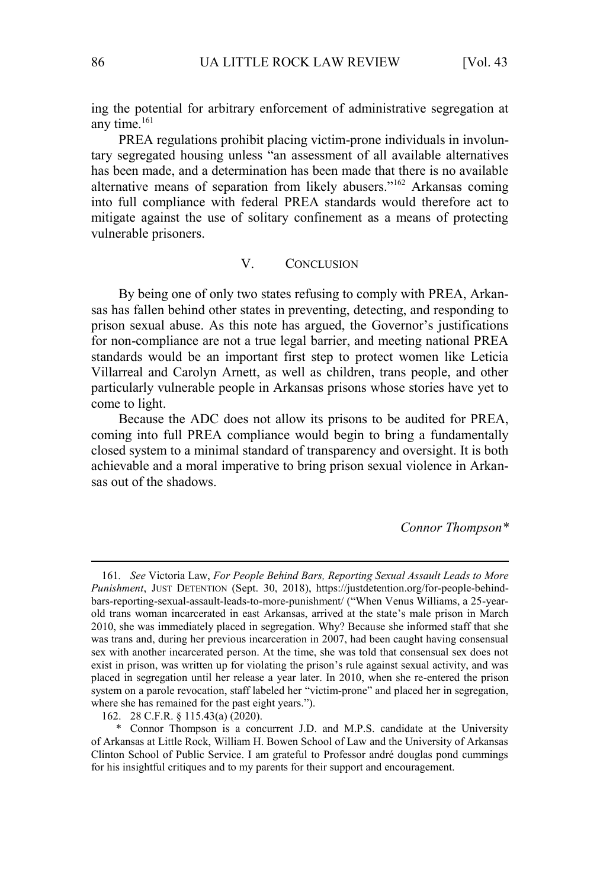ing the potential for arbitrary enforcement of administrative segregation at any time.[161]

PREA regulations prohibit placing victim-prone individuals in involuntary segregated housing unless "an assessment of all available alternatives has been made, and a determination has been made that there is no available alternative means of separation from likely abusers."[162] Arkansas coming into full compliance with federal PREA standards would therefore act to mitigate against the use of solitary confinement as a means of protecting vulnerable prisoners.

## V. CONCLUSION

By being one of only two states refusing to comply with PREA, Arkansas has fallen behind other states in preventing, detecting, and responding to prison sexual abuse. As this note has argued, the Governor's justifications for non-compliance are not a true legal barrier, and meeting national PREA standards would be an important first step to protect women like Leticia Villarreal and Carolyn Arnett, as well as children, trans people, and other particularly vulnerable people in Arkansas prisons whose stories have yet to come to light.

Because the ADC does not allow its prisons to be audited for PREA, coming into full PREA compliance would begin to bring a fundamentally closed system to a minimal standard of transparency and oversight. It is both achievable and a moral imperative to bring prison sexual violence in Arkansas out of the shadows.

*Connor Thompson\**

---

161. *See* Victoria Law, *For People Behind Bars, Reporting Sexual Assault Leads to More Punishment*, JUST DETENTION (Sept. 30, 2018), https://justdetention.org/for-people-behind-bars-reporting-sexual-assault-leads-to-more-punishment/ ("When Venus Williams, a 25-year-old trans woman incarcerated in east Arkansas, arrived at the state's male prison in March 2010, she was immediately placed in segregation. Why? Because she informed staff that she was trans and, during her previous incarceration in 2007, had been caught having consensual sex with another incarcerated person. At the time, she was told that consensual sex does not exist in prison, was written up for violating the prison's rule against sexual activity, and was placed in segregation until her release a year later. In 2010, when she re-entered the prison system on a parole revocation, staff labeled her "victim-prone" and placed her in segregation, where she has remained for the past eight years.").

162. 28 C.F.R. § 115.43(a) (2020).

\* Connor Thompson is a concurrent J.D. and M.P.S. candidate at the University of Arkansas at Little Rock, William H. Bowen School of Law and the University of Arkansas Clinton School of Public Service. I am grateful to Professor andré douglas pond cummings for his insightful critiques and to my parents for their support and encouragement.